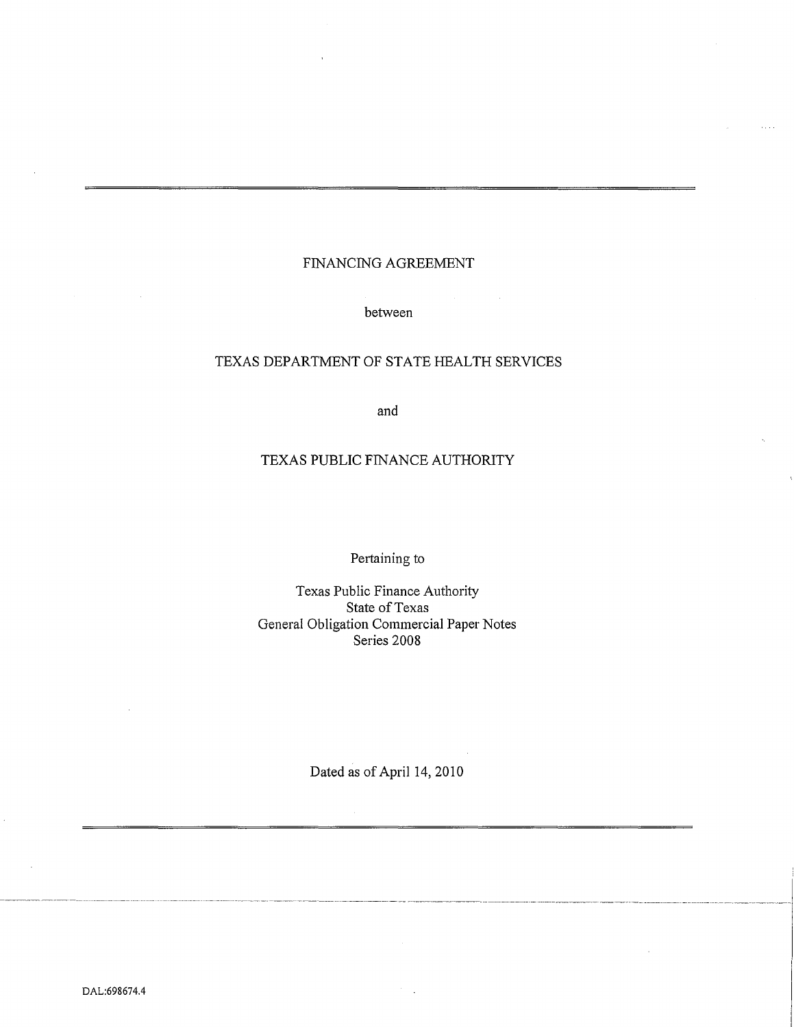# FINANCING AGREEMENT

between

TEXAS DEPARTMENT OF STATE HEALTH SERVICES

and

TEXAS PUBLIC FINANCE AUTHORITY

Pertaining to

Texas Public Finance Authority
State of Texas
General Obligation Commercial Paper Notes
Series 2008

Dated as of April 14, 2010

DAL:698674.4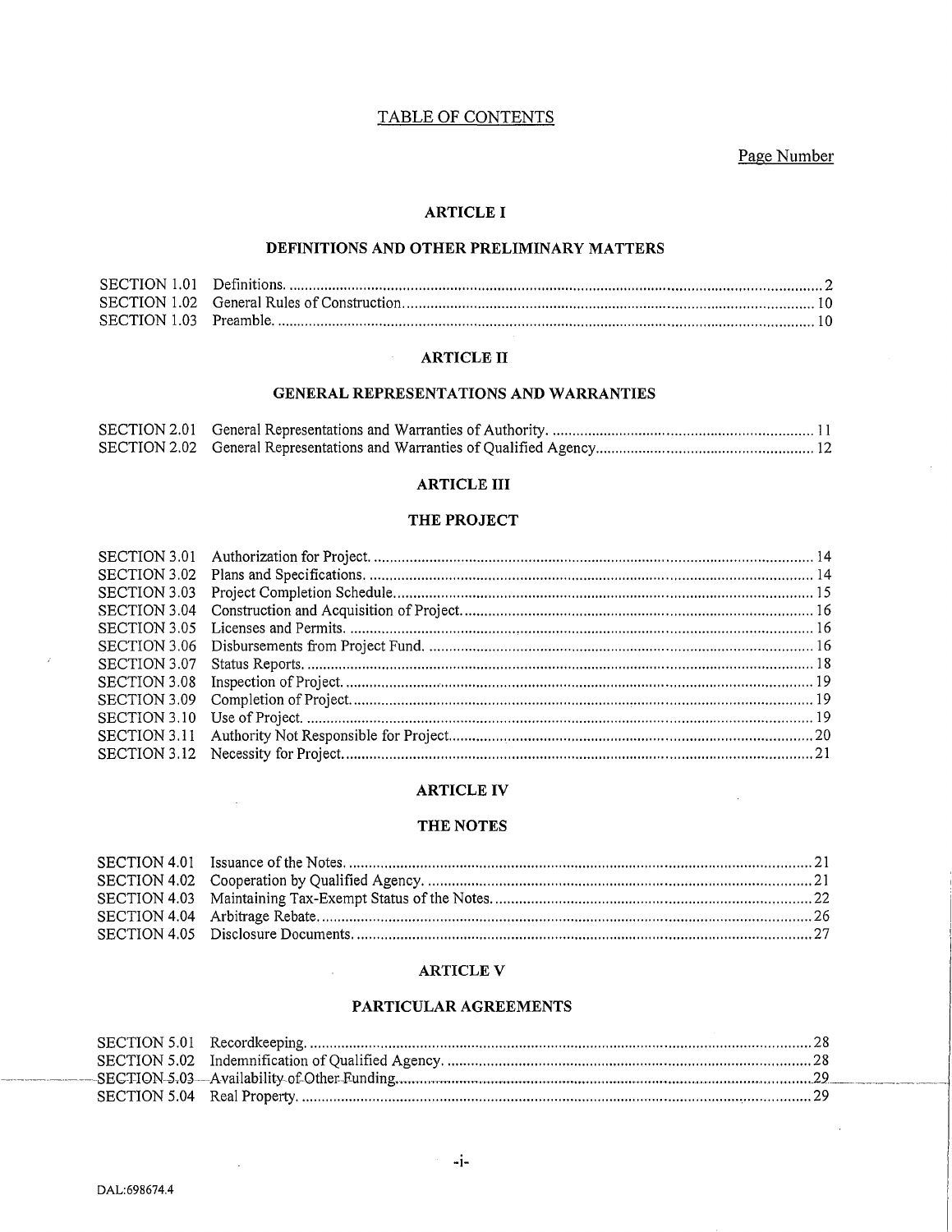# TABLE OF CONTENTS

Page Number

## ARTICLE I

## DEFINITIONS AND OTHER PRELIMINARY MATTERS

| | | |
|---|---|---|
| SECTION 1.01 | Definitions. | 2 |
| SECTION 1.02 | General Rules of Construction. | 10 |
| SECTION 1.03 | Preamble. | 10 |

## ARTICLE II

## GENERAL REPRESENTATIONS AND WARRANTIES

| | | |
|---|---|---|
| SECTION 2.01 | General Representations and Warranties of Authority. | 11 |
| SECTION 2.02 | General Representations and Warranties of Qualified Agency. | 12 |

## ARTICLE III

## THE PROJECT

| | | |
|---|---|---|
| SECTION 3.01 | Authorization for Project. | 14 |
| SECTION 3.02 | Plans and Specifications. | 14 |
| SECTION 3.03 | Project Completion Schedule. | 15 |
| SECTION 3.04 | Construction and Acquisition of Project. | 16 |
| SECTION 3.05 | Licenses and Permits. | 16 |
| SECTION 3.06 | Disbursements from Project Fund. | 16 |
| SECTION 3.07 | Status Reports. | 18 |
| SECTION 3.08 | Inspection of Project. | 19 |
| SECTION 3.09 | Completion of Project. | 19 |
| SECTION 3.10 | Use of Project. | 19 |
| SECTION 3.11 | Authority Not Responsible for Project. | 20 |
| SECTION 3.12 | Necessity for Project. | 21 |

## ARTICLE IV

## THE NOTES

| | | |
|---|---|---|
| SECTION 4.01 | Issuance of the Notes. | 21 |
| SECTION 4.02 | Cooperation by Qualified Agency. | 21 |
| SECTION 4.03 | Maintaining Tax-Exempt Status of the Notes. | 22 |
| SECTION 4.04 | Arbitrage Rebate. | 26 |
| SECTION 4.05 | Disclosure Documents. | 27 |

## ARTICLE V

## PARTICULAR AGREEMENTS

| | | |
|---|---|---|
| SECTION 5.01 | Recordkeeping. | 28 |
| SECTION 5.02 | Indemnification of Qualified Agency. | 28 |
| SECTION 5.03 | Availability of Other Funding. | 29 |
| SECTION 5.04 | Real Property. | 29 |

DAL:698674.4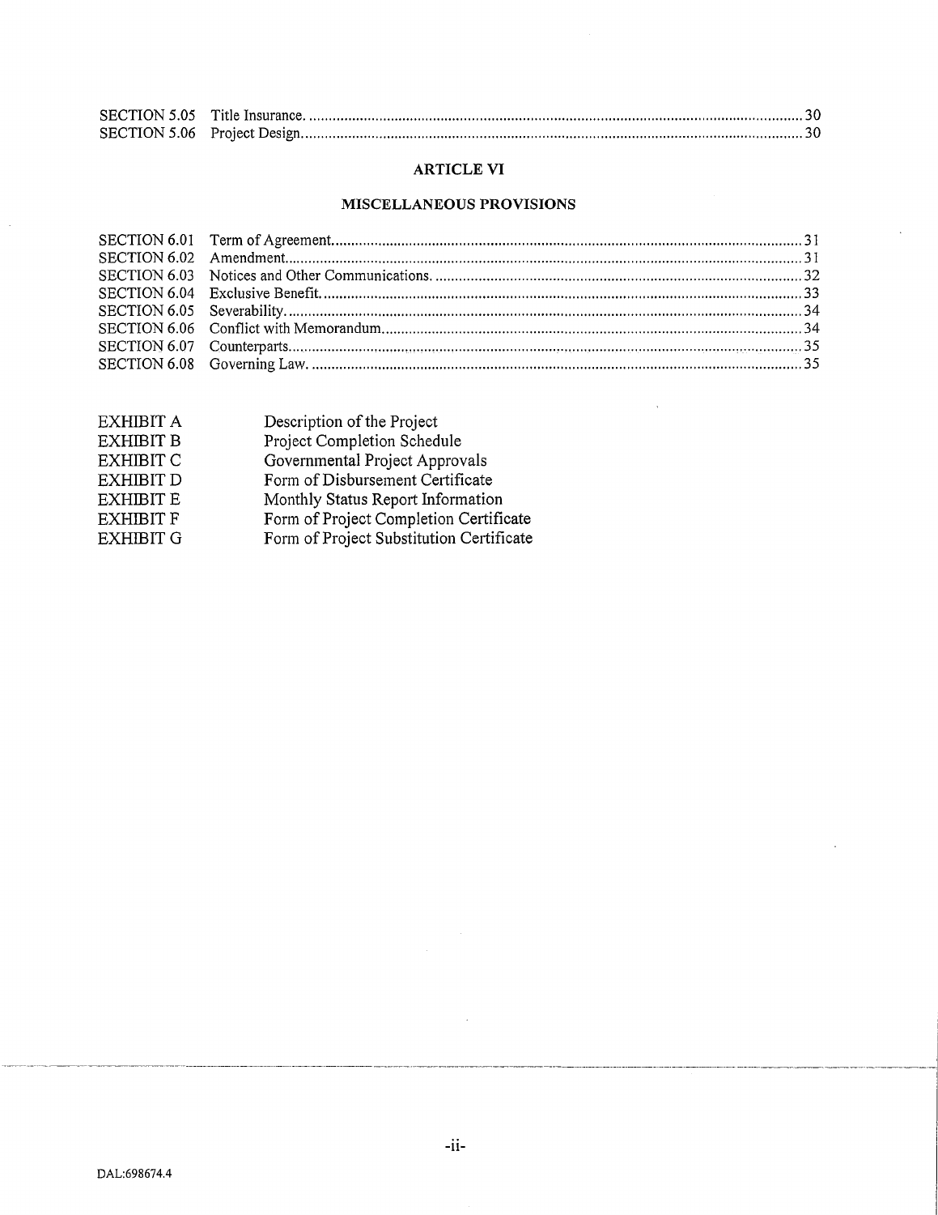| | | |
|---|---|---|
| SECTION 5.05 | Title Insurance. | 30 |
| SECTION 5.06 | Project Design. | 30 |

## ARTICLE VI

## MISCELLANEOUS PROVISIONS

| | | |
|---|---|---|
| SECTION 6.01 | Term of Agreement. | 31 |
| SECTION 6.02 | Amendment. | 31 |
| SECTION 6.03 | Notices and Other Communications. | 32 |
| SECTION 6.04 | Exclusive Benefit. | 33 |
| SECTION 6.05 | Severability. | 34 |
| SECTION 6.06 | Conflict with Memorandum. | 34 |
| SECTION 6.07 | Counterparts. | 35 |
| SECTION 6.08 | Governing Law. | 35 |

| | |
|---|---|
| EXHIBIT A | Description of the Project |
| EXHIBIT B | Project Completion Schedule |
| EXHIBIT C | Governmental Project Approvals |
| EXHIBIT D | Form of Disbursement Certificate |
| EXHIBIT E | Monthly Status Report Information |
| EXHIBIT F | Form of Project Completion Certificate |
| EXHIBIT G | Form of Project Substitution Certificate |

DAL:698674.4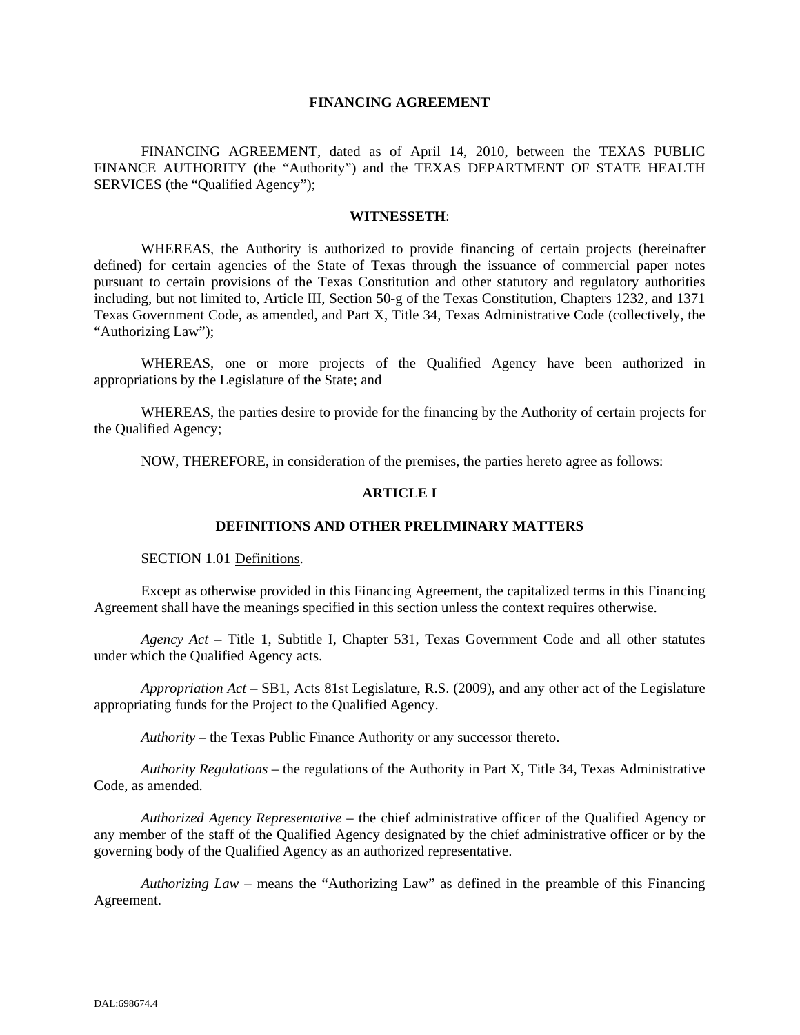# FINANCING AGREEMENT

FINANCING AGREEMENT, dated as of April 14, 2010, between the TEXAS PUBLIC FINANCE AUTHORITY (the "Authority") and the TEXAS DEPARTMENT OF STATE HEALTH SERVICES (the "Qualified Agency");

**WITNESSETH**:

WHEREAS, the Authority is authorized to provide financing of certain projects (hereinafter defined) for certain agencies of the State of Texas through the issuance of commercial paper notes pursuant to certain provisions of the Texas Constitution and other statutory and regulatory authorities including, but not limited to, Article III, Section 50-g of the Texas Constitution, Chapters 1232, and 1371 Texas Government Code, as amended, and Part X, Title 34, Texas Administrative Code (collectively, the "Authorizing Law");

WHEREAS, one or more projects of the Qualified Agency have been authorized in appropriations by the Legislature of the State; and

WHEREAS, the parties desire to provide for the financing by the Authority of certain projects for the Qualified Agency;

NOW, THEREFORE, in consideration of the premises, the parties hereto agree as follows:

## ARTICLE I

## DEFINITIONS AND OTHER PRELIMINARY MATTERS

SECTION 1.01 Definitions.

Except as otherwise provided in this Financing Agreement, the capitalized terms in this Financing Agreement shall have the meanings specified in this section unless the context requires otherwise.

*Agency Act* – Title 1, Subtitle I, Chapter 531, Texas Government Code and all other statutes under which the Qualified Agency acts.

*Appropriation Act* – SB1, Acts 81st Legislature, R.S. (2009), and any other act of the Legislature appropriating funds for the Project to the Qualified Agency.

*Authority* – the Texas Public Finance Authority or any successor thereto.

*Authority Regulations* – the regulations of the Authority in Part X, Title 34, Texas Administrative Code, as amended.

*Authorized Agency Representative* – the chief administrative officer of the Qualified Agency or any member of the staff of the Qualified Agency designated by the chief administrative officer or by the governing body of the Qualified Agency as an authorized representative.

*Authorizing Law* – means the "Authorizing Law" as defined in the preamble of this Financing Agreement.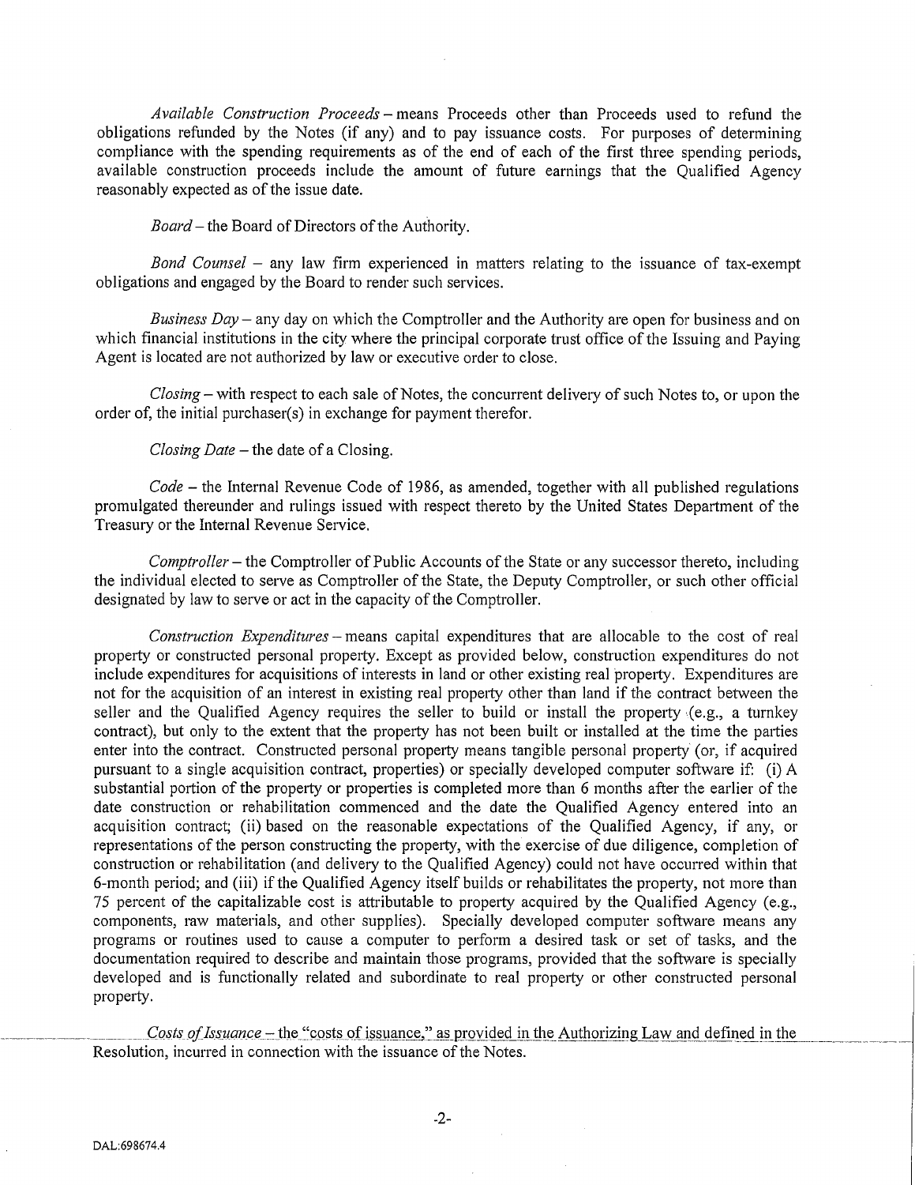*Available Construction Proceeds* – means Proceeds other than Proceeds used to refund the obligations refunded by the Notes (if any) and to pay issuance costs. For purposes of determining compliance with the spending requirements as of the end of each of the first three spending periods, available construction proceeds include the amount of future earnings that the Qualified Agency reasonably expected as of the issue date.

*Board* – the Board of Directors of the Authority.

*Bond Counsel* – any law firm experienced in matters relating to the issuance of tax-exempt obligations and engaged by the Board to render such services.

*Business Day* – any day on which the Comptroller and the Authority are open for business and on which financial institutions in the city where the principal corporate trust office of the Issuing and Paying Agent is located are not authorized by law or executive order to close.

*Closing* – with respect to each sale of Notes, the concurrent delivery of such Notes to, or upon the order of, the initial purchaser(s) in exchange for payment therefor.

*Closing Date* – the date of a Closing.

*Code* – the Internal Revenue Code of 1986, as amended, together with all published regulations promulgated thereunder and rulings issued with respect thereto by the United States Department of the Treasury or the Internal Revenue Service.

*Comptroller* – the Comptroller of Public Accounts of the State or any successor thereto, including the individual elected to serve as Comptroller of the State, the Deputy Comptroller, or such other official designated by law to serve or act in the capacity of the Comptroller.

*Construction Expenditures* – means capital expenditures that are allocable to the cost of real property or constructed personal property. Except as provided below, construction expenditures do not include expenditures for acquisitions of interests in land or other existing real property. Expenditures are not for the acquisition of an interest in existing real property other than land if the contract between the seller and the Qualified Agency requires the seller to build or install the property (e.g., a turnkey contract), but only to the extent that the property has not been built or installed at the time the parties enter into the contract. Constructed personal property means tangible personal property (or, if acquired pursuant to a single acquisition contract, properties) or specially developed computer software if: (i) A substantial portion of the property or properties is completed more than 6 months after the earlier of the date construction or rehabilitation commenced and the date the Qualified Agency entered into an acquisition contract; (ii) based on the reasonable expectations of the Qualified Agency, if any, or representations of the person constructing the property, with the exercise of due diligence, completion of construction or rehabilitation (and delivery to the Qualified Agency) could not have occurred within that 6-month period; and (iii) if the Qualified Agency itself builds or rehabilitates the property, not more than 75 percent of the capitalizable cost is attributable to property acquired by the Qualified Agency (e.g., components, raw materials, and other supplies). Specially developed computer software means any programs or routines used to cause a computer to perform a desired task or set of tasks, and the documentation required to describe and maintain those programs, provided that the software is specially developed and is functionally related and subordinate to real property or other constructed personal property.

*Costs of Issuance* – the "costs of issuance," as provided in the Authorizing Law and defined in the Resolution, incurred in connection with the issuance of the Notes.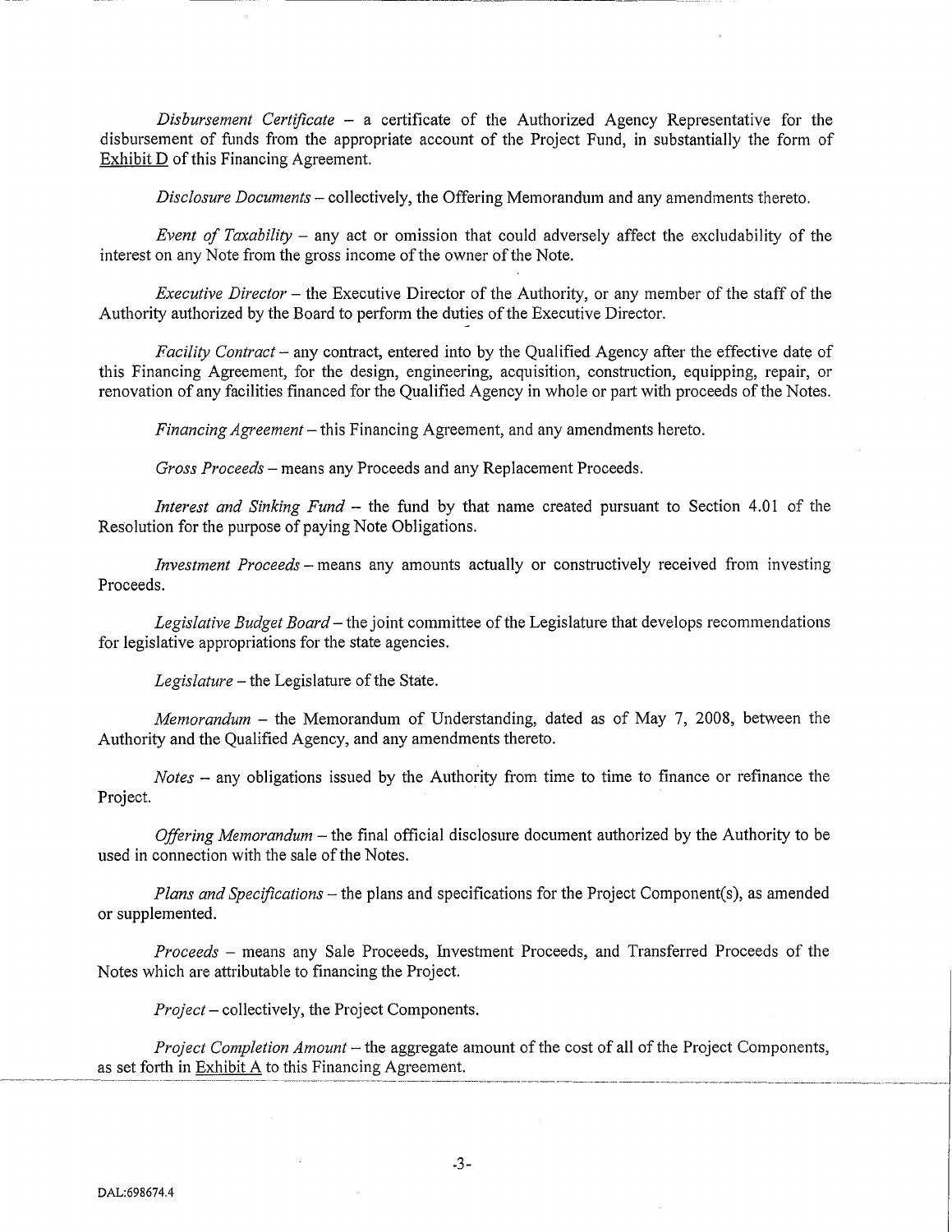*Disbursement Certificate* – a certificate of the Authorized Agency Representative for the disbursement of funds from the appropriate account of the Project Fund, in substantially the form of Exhibit D of this Financing Agreement.

*Disclosure Documents* – collectively, the Offering Memorandum and any amendments thereto.

*Event of Taxability* – any act or omission that could adversely affect the excludability of the interest on any Note from the gross income of the owner of the Note.

*Executive Director* – the Executive Director of the Authority, or any member of the staff of the Authority authorized by the Board to perform the duties of the Executive Director.

*Facility Contract* – any contract, entered into by the Qualified Agency after the effective date of this Financing Agreement, for the design, engineering, acquisition, construction, equipping, repair, or renovation of any facilities financed for the Qualified Agency in whole or part with proceeds of the Notes.

*Financing Agreement* – this Financing Agreement, and any amendments hereto.

*Gross Proceeds* – means any Proceeds and any Replacement Proceeds.

*Interest and Sinking Fund* – the fund by that name created pursuant to Section 4.01 of the Resolution for the purpose of paying Note Obligations.

*Investment Proceeds* – means any amounts actually or constructively received from investing Proceeds.

*Legislative Budget Board* – the joint committee of the Legislature that develops recommendations for legislative appropriations for the state agencies.

*Legislature* – the Legislature of the State.

*Memorandum* – the Memorandum of Understanding, dated as of May 7, 2008, between the Authority and the Qualified Agency, and any amendments thereto.

*Notes* – any obligations issued by the Authority from time to time to finance or refinance the Project.

*Offering Memorandum* – the final official disclosure document authorized by the Authority to be used in connection with the sale of the Notes.

*Plans and Specifications* – the plans and specifications for the Project Component(s), as amended or supplemented.

*Proceeds* – means any Sale Proceeds, Investment Proceeds, and Transferred Proceeds of the Notes which are attributable to financing the Project.

*Project* – collectively, the Project Components.

*Project Completion Amount* – the aggregate amount of the cost of all of the Project Components, as set forth in Exhibit A to this Financing Agreement.

DAL:698674.4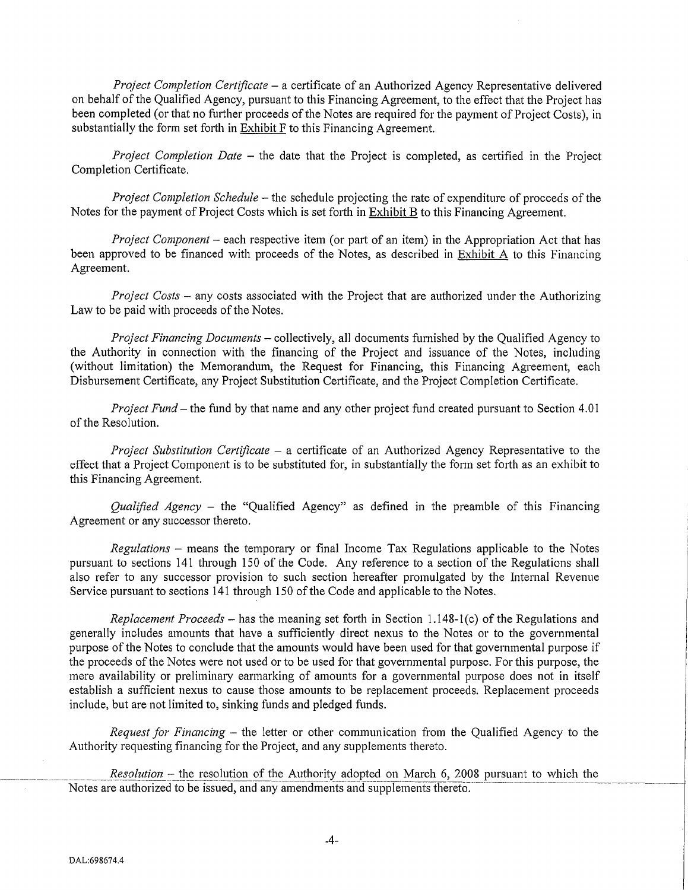*Project Completion Certificate* – a certificate of an Authorized Agency Representative delivered on behalf of the Qualified Agency, pursuant to this Financing Agreement, to the effect that the Project has been completed (or that no further proceeds of the Notes are required for the payment of Project Costs), in substantially the form set forth in Exhibit F to this Financing Agreement.

*Project Completion Date* – the date that the Project is completed, as certified in the Project Completion Certificate.

*Project Completion Schedule* – the schedule projecting the rate of expenditure of proceeds of the Notes for the payment of Project Costs which is set forth in Exhibit B to this Financing Agreement.

*Project Component* – each respective item (or part of an item) in the Appropriation Act that has been approved to be financed with proceeds of the Notes, as described in Exhibit A to this Financing Agreement.

*Project Costs* – any costs associated with the Project that are authorized under the Authorizing Law to be paid with proceeds of the Notes.

*Project Financing Documents* – collectively, all documents furnished by the Qualified Agency to the Authority in connection with the financing of the Project and issuance of the Notes, including (without limitation) the Memorandum, the Request for Financing, this Financing Agreement, each Disbursement Certificate, any Project Substitution Certificate, and the Project Completion Certificate.

*Project Fund* – the fund by that name and any other project fund created pursuant to Section 4.01 of the Resolution.

*Project Substitution Certificate* – a certificate of an Authorized Agency Representative to the effect that a Project Component is to be substituted for, in substantially the form set forth as an exhibit to this Financing Agreement.

*Qualified Agency* – the "Qualified Agency" as defined in the preamble of this Financing Agreement or any successor thereto.

*Regulations* – means the temporary or final Income Tax Regulations applicable to the Notes pursuant to sections 141 through 150 of the Code. Any reference to a section of the Regulations shall also refer to any successor provision to such section hereafter promulgated by the Internal Revenue Service pursuant to sections 141 through 150 of the Code and applicable to the Notes.

*Replacement Proceeds* – has the meaning set forth in Section 1.148-1(c) of the Regulations and generally includes amounts that have a sufficiently direct nexus to the Notes or to the governmental purpose of the Notes to conclude that the amounts would have been used for that governmental purpose if the proceeds of the Notes were not used or to be used for that governmental purpose. For this purpose, the mere availability or preliminary earmarking of amounts for a governmental purpose does not in itself establish a sufficient nexus to cause those amounts to be replacement proceeds. Replacement proceeds include, but are not limited to, sinking funds and pledged funds.

*Request for Financing* – the letter or other communication from the Qualified Agency to the Authority requesting financing for the Project, and any supplements thereto.

*Resolution* – the resolution of the Authority adopted on March 6, 2008 pursuant to which the Notes are authorized to be issued, and any amendments and supplements thereto.

DAL:698674.4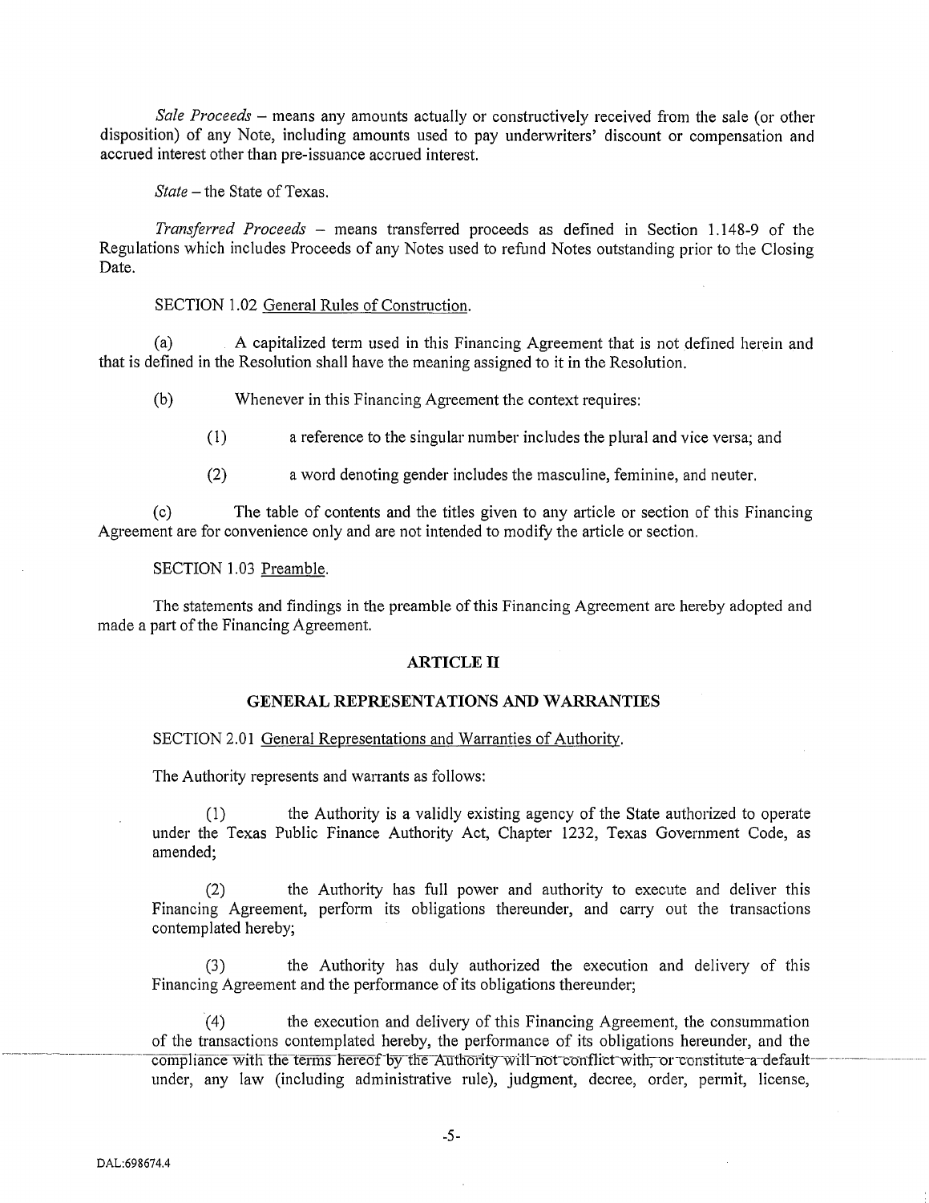*Sale Proceeds* – means any amounts actually or constructively received from the sale (or other disposition) of any Note, including amounts used to pay underwriters' discount or compensation and accrued interest other than pre-issuance accrued interest.

*State* – the State of Texas.

*Transferred Proceeds* – means transferred proceeds as defined in Section 1.148-9 of the Regulations which includes Proceeds of any Notes used to refund Notes outstanding prior to the Closing Date.

SECTION 1.02 General Rules of Construction.

(a) A capitalized term used in this Financing Agreement that is not defined herein and that is defined in the Resolution shall have the meaning assigned to it in the Resolution.

(b) Whenever in this Financing Agreement the context requires:

(1) a reference to the singular number includes the plural and vice versa; and

(2) a word denoting gender includes the masculine, feminine, and neuter.

(c) The table of contents and the titles given to any article or section of this Financing Agreement are for convenience only and are not intended to modify the article or section.

SECTION 1.03 Preamble.

The statements and findings in the preamble of this Financing Agreement are hereby adopted and made a part of the Financing Agreement.

## ARTICLE II

## GENERAL REPRESENTATIONS AND WARRANTIES

SECTION 2.01 General Representations and Warranties of Authority.

The Authority represents and warrants as follows:

(1) the Authority is a validly existing agency of the State authorized to operate under the Texas Public Finance Authority Act, Chapter 1232, Texas Government Code, as amended;

(2) the Authority has full power and authority to execute and deliver this Financing Agreement, perform its obligations thereunder, and carry out the transactions contemplated hereby;

(3) the Authority has duly authorized the execution and delivery of this Financing Agreement and the performance of its obligations thereunder;

(4) the execution and delivery of this Financing Agreement, the consummation of the transactions contemplated hereby, the performance of its obligations hereunder, and the compliance with the terms hereof by the Authority will not conflict with, or constitute a default under, any law (including administrative rule), judgment, decree, order, permit, license,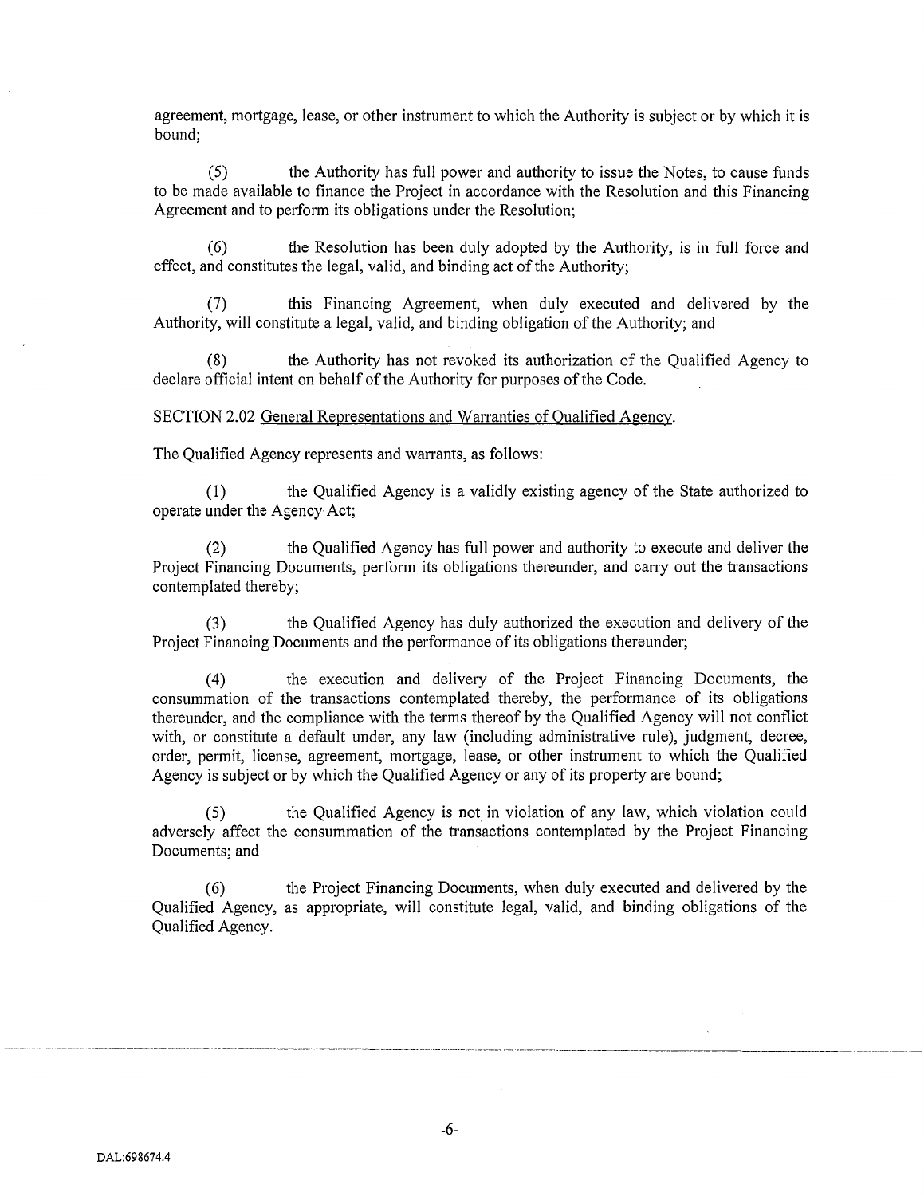agreement, mortgage, lease, or other instrument to which the Authority is subject or by which it is bound;

(5) the Authority has full power and authority to issue the Notes, to cause funds to be made available to finance the Project in accordance with the Resolution and this Financing Agreement and to perform its obligations under the Resolution;

(6) the Resolution has been duly adopted by the Authority, is in full force and effect, and constitutes the legal, valid, and binding act of the Authority;

(7) this Financing Agreement, when duly executed and delivered by the Authority, will constitute a legal, valid, and binding obligation of the Authority; and

(8) the Authority has not revoked its authorization of the Qualified Agency to declare official intent on behalf of the Authority for purposes of the Code.

SECTION 2.02 General Representations and Warranties of Qualified Agency.

The Qualified Agency represents and warrants, as follows:

(1) the Qualified Agency is a validly existing agency of the State authorized to operate under the Agency Act;

(2) the Qualified Agency has full power and authority to execute and deliver the Project Financing Documents, perform its obligations thereunder, and carry out the transactions contemplated thereby;

(3) the Qualified Agency has duly authorized the execution and delivery of the Project Financing Documents and the performance of its obligations thereunder;

(4) the execution and delivery of the Project Financing Documents, the consummation of the transactions contemplated thereby, the performance of its obligations thereunder, and the compliance with the terms thereof by the Qualified Agency will not conflict with, or constitute a default under, any law (including administrative rule), judgment, decree, order, permit, license, agreement, mortgage, lease, or other instrument to which the Qualified Agency is subject or by which the Qualified Agency or any of its property are bound;

(5) the Qualified Agency is not in violation of any law, which violation could adversely affect the consummation of the transactions contemplated by the Project Financing Documents; and

(6) the Project Financing Documents, when duly executed and delivered by the Qualified Agency, as appropriate, will constitute legal, valid, and binding obligations of the Qualified Agency.

DAL:698674.4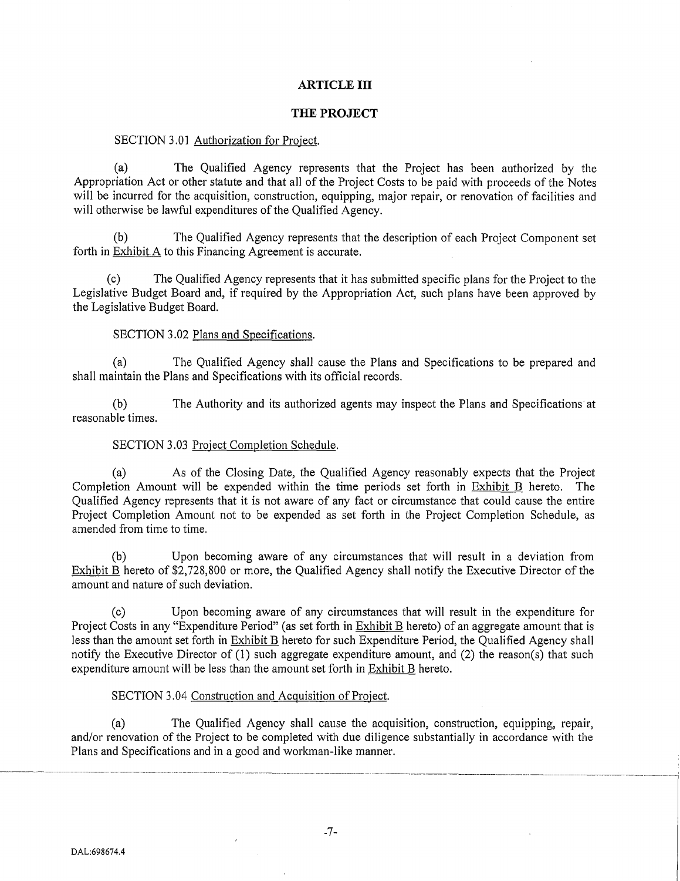## ARTICLE III

## THE PROJECT

SECTION 3.01 Authorization for Project.

(a) The Qualified Agency represents that the Project has been authorized by the Appropriation Act or other statute and that all of the Project Costs to be paid with proceeds of the Notes will be incurred for the acquisition, construction, equipping, major repair, or renovation of facilities and will otherwise be lawful expenditures of the Qualified Agency.

(b) The Qualified Agency represents that the description of each Project Component set forth in Exhibit A to this Financing Agreement is accurate.

(c) The Qualified Agency represents that it has submitted specific plans for the Project to the Legislative Budget Board and, if required by the Appropriation Act, such plans have been approved by the Legislative Budget Board.

SECTION 3.02 Plans and Specifications.

(a) The Qualified Agency shall cause the Plans and Specifications to be prepared and shall maintain the Plans and Specifications with its official records.

(b) The Authority and its authorized agents may inspect the Plans and Specifications at reasonable times.

SECTION 3.03 Project Completion Schedule.

(a) As of the Closing Date, the Qualified Agency reasonably expects that the Project Completion Amount will be expended within the time periods set forth in Exhibit B hereto. The Qualified Agency represents that it is not aware of any fact or circumstance that could cause the entire Project Completion Amount not to be expended as set forth in the Project Completion Schedule, as amended from time to time.

(b) Upon becoming aware of any circumstances that will result in a deviation from Exhibit B hereto of $2,728,800 or more, the Qualified Agency shall notify the Executive Director of the amount and nature of such deviation.

(c) Upon becoming aware of any circumstances that will result in the expenditure for Project Costs in any "Expenditure Period" (as set forth in Exhibit B hereto) of an aggregate amount that is less than the amount set forth in Exhibit B hereto for such Expenditure Period, the Qualified Agency shall notify the Executive Director of (1) such aggregate expenditure amount, and (2) the reason(s) that such expenditure amount will be less than the amount set forth in Exhibit B hereto.

SECTION 3.04 Construction and Acquisition of Project.

(a) The Qualified Agency shall cause the acquisition, construction, equipping, repair, and/or renovation of the Project to be completed with due diligence substantially in accordance with the Plans and Specifications and in a good and workman-like manner.

DAL:698674.4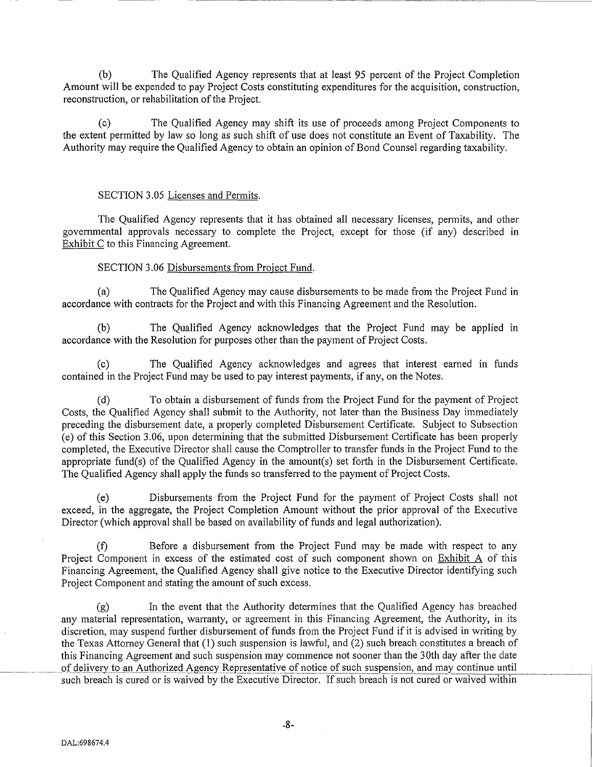(b) The Qualified Agency represents that at least 95 percent of the Project Completion Amount will be expended to pay Project Costs constituting expenditures for the acquisition, construction, reconstruction, or rehabilitation of the Project.

(c) The Qualified Agency may shift its use of proceeds among Project Components to the extent permitted by law so long as such shift of use does not constitute an Event of Taxability. The Authority may require the Qualified Agency to obtain an opinion of Bond Counsel regarding taxability.

SECTION 3.05 Licenses and Permits.

The Qualified Agency represents that it has obtained all necessary licenses, permits, and other governmental approvals necessary to complete the Project, except for those (if any) described in Exhibit C to this Financing Agreement.

SECTION 3.06 Disbursements from Project Fund.

(a) The Qualified Agency may cause disbursements to be made from the Project Fund in accordance with contracts for the Project and with this Financing Agreement and the Resolution.

(b) The Qualified Agency acknowledges that the Project Fund may be applied in accordance with the Resolution for purposes other than the payment of Project Costs.

(c) The Qualified Agency acknowledges and agrees that interest earned in funds contained in the Project Fund may be used to pay interest payments, if any, on the Notes.

(d) To obtain a disbursement of funds from the Project Fund for the payment of Project Costs, the Qualified Agency shall submit to the Authority, not later than the Business Day immediately preceding the disbursement date, a properly completed Disbursement Certificate. Subject to Subsection (e) of this Section 3.06, upon determining that the submitted Disbursement Certificate has been properly completed, the Executive Director shall cause the Comptroller to transfer funds in the Project Fund to the appropriate fund(s) of the Qualified Agency in the amount(s) set forth in the Disbursement Certificate. The Qualified Agency shall apply the funds so transferred to the payment of Project Costs.

(e) Disbursements from the Project Fund for the payment of Project Costs shall not exceed, in the aggregate, the Project Completion Amount without the prior approval of the Executive Director (which approval shall be based on availability of funds and legal authorization).

(f) Before a disbursement from the Project Fund may be made with respect to any Project Component in excess of the estimated cost of such component shown on Exhibit A of this Financing Agreement, the Qualified Agency shall give notice to the Executive Director identifying such Project Component and stating the amount of such excess.

(g) In the event that the Authority determines that the Qualified Agency has breached any material representation, warranty, or agreement in this Financing Agreement, the Authority, in its discretion, may suspend further disbursement of funds from the Project Fund if it is advised in writing by the Texas Attorney General that (1) such suspension is lawful, and (2) such breach constitutes a breach of this Financing Agreement and such suspension may commence not sooner than the 30th day after the date of delivery to an Authorized Agency Representative of notice of such suspension, and may continue until such breach is cured or is waived by the Executive Director. If such breach is not cured or waived within

DAL:698674.4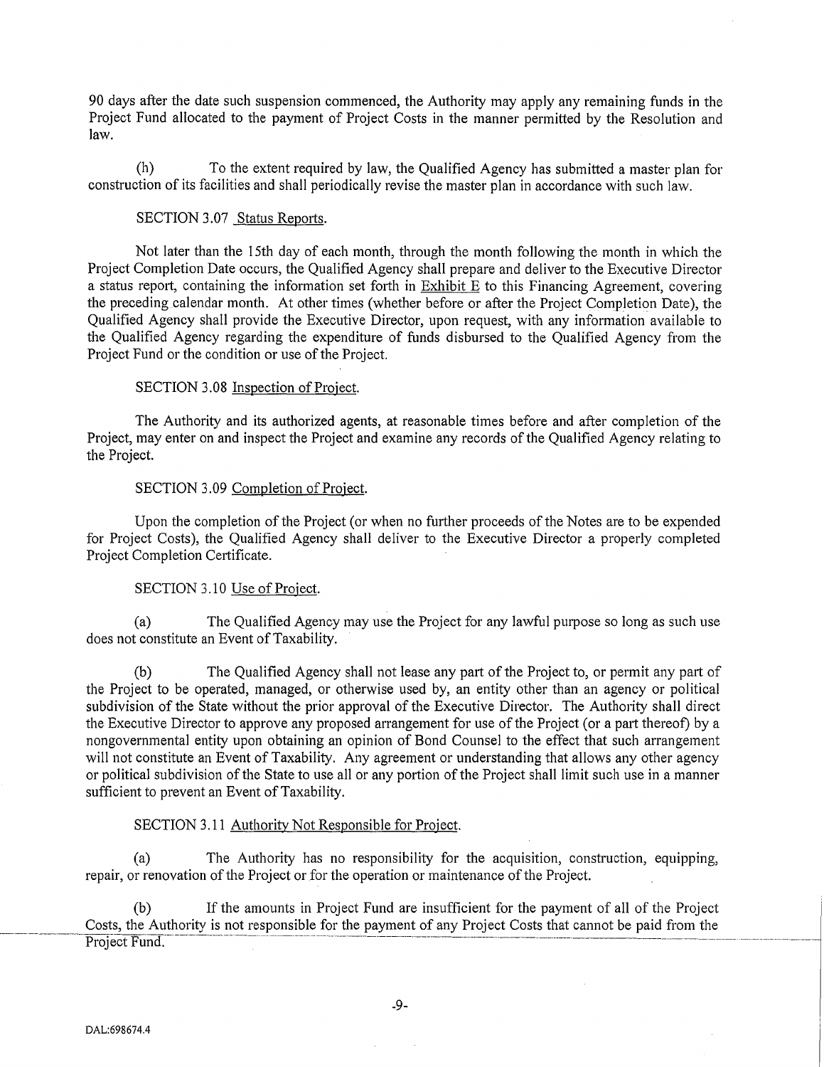90 days after the date such suspension commenced, the Authority may apply any remaining funds in the Project Fund allocated to the payment of Project Costs in the manner permitted by the Resolution and law.

(h) To the extent required by law, the Qualified Agency has submitted a master plan for construction of its facilities and shall periodically revise the master plan in accordance with such law.

SECTION 3.07 Status Reports.

Not later than the 15th day of each month, through the month following the month in which the Project Completion Date occurs, the Qualified Agency shall prepare and deliver to the Executive Director a status report, containing the information set forth in Exhibit E to this Financing Agreement, covering the preceding calendar month. At other times (whether before or after the Project Completion Date), the Qualified Agency shall provide the Executive Director, upon request, with any information available to the Qualified Agency regarding the expenditure of funds disbursed to the Qualified Agency from the Project Fund or the condition or use of the Project.

SECTION 3.08 Inspection of Project.

The Authority and its authorized agents, at reasonable times before and after completion of the Project, may enter on and inspect the Project and examine any records of the Qualified Agency relating to the Project.

SECTION 3.09 Completion of Project.

Upon the completion of the Project (or when no further proceeds of the Notes are to be expended for Project Costs), the Qualified Agency shall deliver to the Executive Director a properly completed Project Completion Certificate.

SECTION 3.10 Use of Project.

(a) The Qualified Agency may use the Project for any lawful purpose so long as such use does not constitute an Event of Taxability.

(b) The Qualified Agency shall not lease any part of the Project to, or permit any part of the Project to be operated, managed, or otherwise used by, an entity other than an agency or political subdivision of the State without the prior approval of the Executive Director. The Authority shall direct the Executive Director to approve any proposed arrangement for use of the Project (or a part thereof) by a nongovernmental entity upon obtaining an opinion of Bond Counsel to the effect that such arrangement will not constitute an Event of Taxability. Any agreement or understanding that allows any other agency or political subdivision of the State to use all or any portion of the Project shall limit such use in a manner sufficient to prevent an Event of Taxability.

SECTION 3.11 Authority Not Responsible for Project.

(a) The Authority has no responsibility for the acquisition, construction, equipping, repair, or renovation of the Project or for the operation or maintenance of the Project.

(b) If the amounts in Project Fund are insufficient for the payment of all of the Project Costs, the Authority is not responsible for the payment of any Project Costs that cannot be paid from the Project Fund.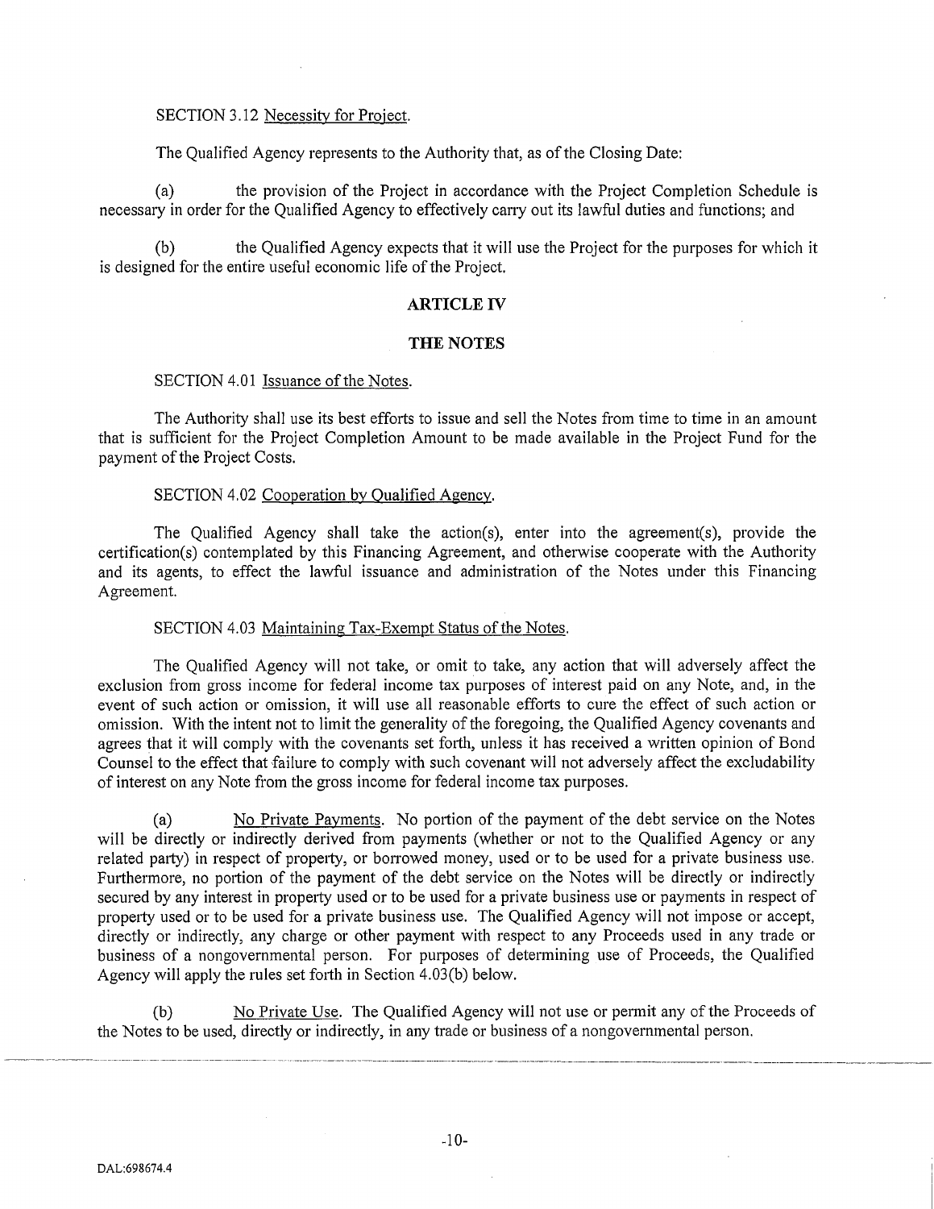SECTION 3.12 Necessity for Project.

The Qualified Agency represents to the Authority that, as of the Closing Date:

(a) the provision of the Project in accordance with the Project Completion Schedule is necessary in order for the Qualified Agency to effectively carry out its lawful duties and functions; and

(b) the Qualified Agency expects that it will use the Project for the purposes for which it is designed for the entire useful economic life of the Project.

## ARTICLE IV

## THE NOTES

SECTION 4.01 Issuance of the Notes.

The Authority shall use its best efforts to issue and sell the Notes from time to time in an amount that is sufficient for the Project Completion Amount to be made available in the Project Fund for the payment of the Project Costs.

SECTION 4.02 Cooperation by Qualified Agency.

The Qualified Agency shall take the action(s), enter into the agreement(s), provide the certification(s) contemplated by this Financing Agreement, and otherwise cooperate with the Authority and its agents, to effect the lawful issuance and administration of the Notes under this Financing Agreement.

SECTION 4.03 Maintaining Tax-Exempt Status of the Notes.

The Qualified Agency will not take, or omit to take, any action that will adversely affect the exclusion from gross income for federal income tax purposes of interest paid on any Note, and, in the event of such action or omission, it will use all reasonable efforts to cure the effect of such action or omission. With the intent not to limit the generality of the foregoing, the Qualified Agency covenants and agrees that it will comply with the covenants set forth, unless it has received a written opinion of Bond Counsel to the effect that failure to comply with such covenant will not adversely affect the excludability of interest on any Note from the gross income for federal income tax purposes.

(a) No Private Payments. No portion of the payment of the debt service on the Notes will be directly or indirectly derived from payments (whether or not to the Qualified Agency or any related party) in respect of property, or borrowed money, used or to be used for a private business use. Furthermore, no portion of the payment of the debt service on the Notes will be directly or indirectly secured by any interest in property used or to be used for a private business use or payments in respect of property used or to be used for a private business use. The Qualified Agency will not impose or accept, directly or indirectly, any charge or other payment with respect to any Proceeds used in any trade or business of a nongovernmental person. For purposes of determining use of Proceeds, the Qualified Agency will apply the rules set forth in Section 4.03(b) below.

(b) No Private Use. The Qualified Agency will not use or permit any of the Proceeds of the Notes to be used, directly or indirectly, in any trade or business of a nongovernmental person.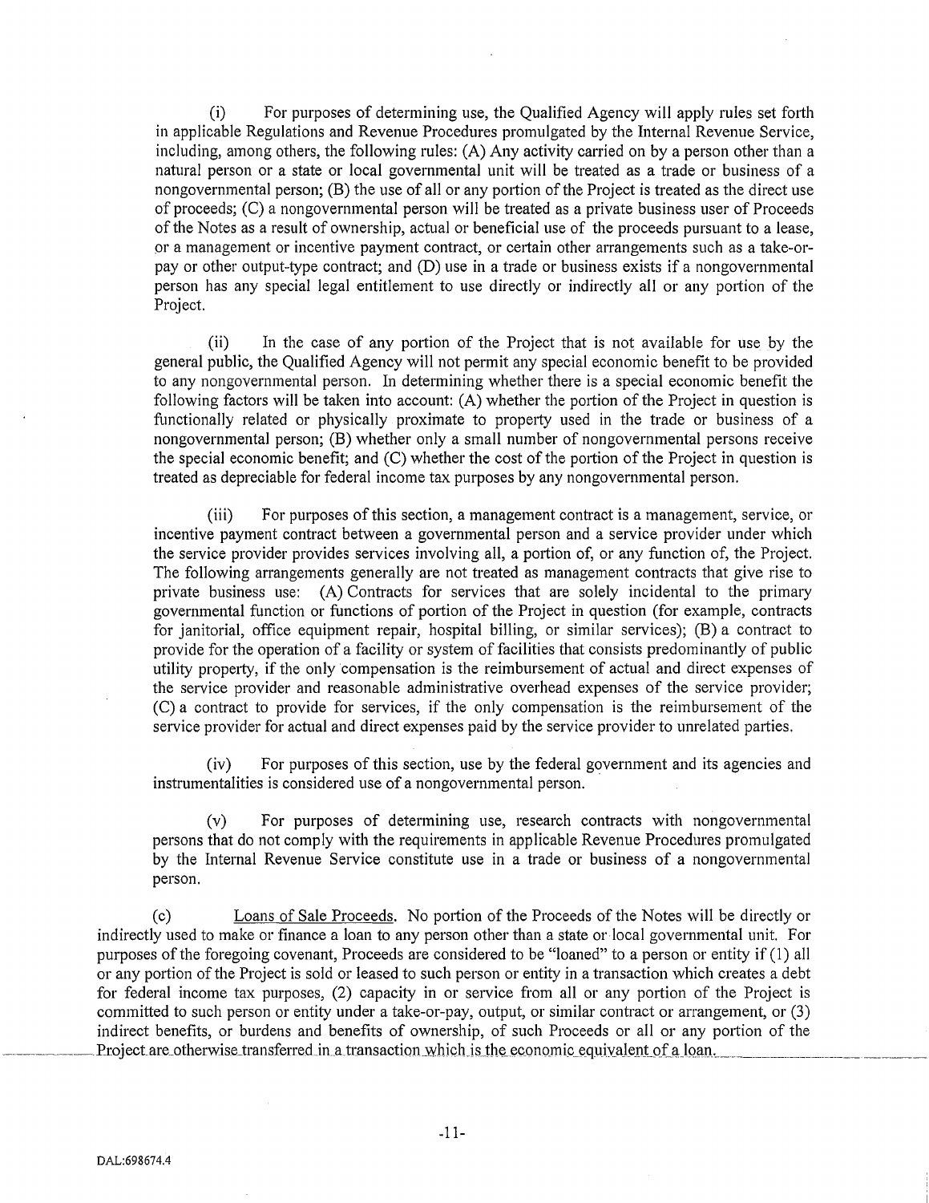(i) For purposes of determining use, the Qualified Agency will apply rules set forth in applicable Regulations and Revenue Procedures promulgated by the Internal Revenue Service, including, among others, the following rules: (A) Any activity carried on by a person other than a natural person or a state or local governmental unit will be treated as a trade or business of a nongovernmental person; (B) the use of all or any portion of the Project is treated as the direct use of proceeds; (C) a nongovernmental person will be treated as a private business user of Proceeds of the Notes as a result of ownership, actual or beneficial use of the proceeds pursuant to a lease, or a management or incentive payment contract, or certain other arrangements such as a take-or-pay or other output-type contract; and (D) use in a trade or business exists if a nongovernmental person has any special legal entitlement to use directly or indirectly all or any portion of the Project.

(ii) In the case of any portion of the Project that is not available for use by the general public, the Qualified Agency will not permit any special economic benefit to be provided to any nongovernmental person. In determining whether there is a special economic benefit the following factors will be taken into account: (A) whether the portion of the Project in question is functionally related or physically proximate to property used in the trade or business of a nongovernmental person; (B) whether only a small number of nongovernmental persons receive the special economic benefit; and (C) whether the cost of the portion of the Project in question is treated as depreciable for federal income tax purposes by any nongovernmental person.

(iii) For purposes of this section, a management contract is a management, service, or incentive payment contract between a governmental person and a service provider under which the service provider provides services involving all, a portion of, or any function of, the Project. The following arrangements generally are not treated as management contracts that give rise to private business use: (A) Contracts for services that are solely incidental to the primary governmental function or functions of portion of the Project in question (for example, contracts for janitorial, office equipment repair, hospital billing, or similar services); (B) a contract to provide for the operation of a facility or system of facilities that consists predominantly of public utility property, if the only compensation is the reimbursement of actual and direct expenses of the service provider and reasonable administrative overhead expenses of the service provider; (C) a contract to provide for services, if the only compensation is the reimbursement of the service provider for actual and direct expenses paid by the service provider to unrelated parties.

(iv) For purposes of this section, use by the federal government and its agencies and instrumentalities is considered use of a nongovernmental person.

(v) For purposes of determining use, research contracts with nongovernmental persons that do not comply with the requirements in applicable Revenue Procedures promulgated by the Internal Revenue Service constitute use in a trade or business of a nongovernmental person.

(c) Loans of Sale Proceeds. No portion of the Proceeds of the Notes will be directly or indirectly used to make or finance a loan to any person other than a state or local governmental unit. For purposes of the foregoing covenant, Proceeds are considered to be "loaned" to a person or entity if (1) all or any portion of the Project is sold or leased to such person or entity in a transaction which creates a debt for federal income tax purposes, (2) capacity in or service from all or any portion of the Project is committed to such person or entity under a take-or-pay, output, or similar contract or arrangement, or (3) indirect benefits, or burdens and benefits of ownership, of such Proceeds or all or any portion of the Project are otherwise transferred in a transaction which is the economic equivalent of a loan.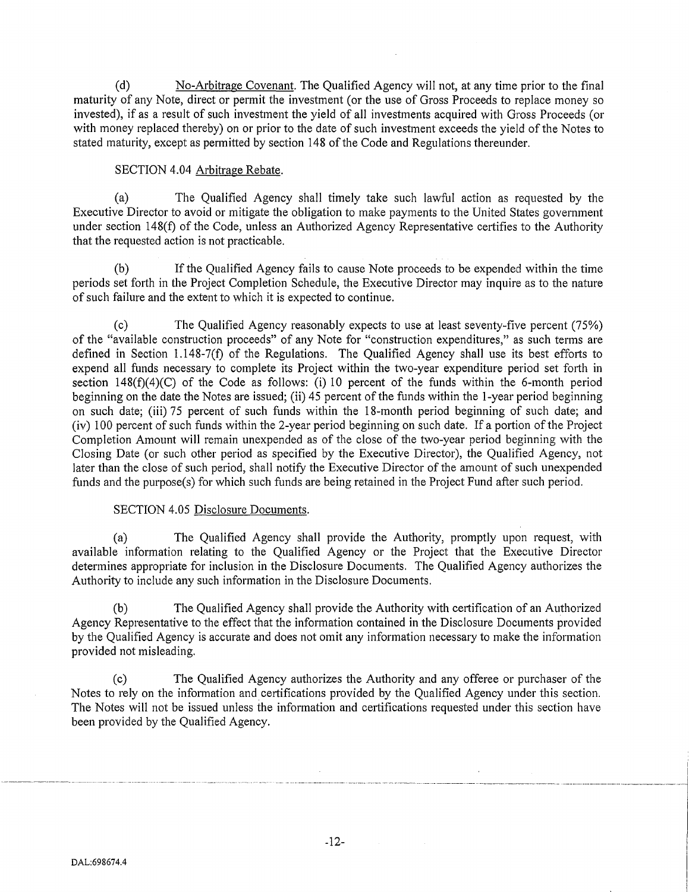(d) No-Arbitrage Covenant. The Qualified Agency will not, at any time prior to the final maturity of any Note, direct or permit the investment (or the use of Gross Proceeds to replace money so invested), if as a result of such investment the yield of all investments acquired with Gross Proceeds (or with money replaced thereby) on or prior to the date of such investment exceeds the yield of the Notes to stated maturity, except as permitted by section 148 of the Code and Regulations thereunder.

SECTION 4.04 Arbitrage Rebate.

(a) The Qualified Agency shall timely take such lawful action as requested by the Executive Director to avoid or mitigate the obligation to make payments to the United States government under section 148(f) of the Code, unless an Authorized Agency Representative certifies to the Authority that the requested action is not practicable.

(b) If the Qualified Agency fails to cause Note proceeds to be expended within the time periods set forth in the Project Completion Schedule, the Executive Director may inquire as to the nature of such failure and the extent to which it is expected to continue.

(c) The Qualified Agency reasonably expects to use at least seventy-five percent (75%) of the "available construction proceeds" of any Note for "construction expenditures," as such terms are defined in Section 1.148-7(f) of the Regulations. The Qualified Agency shall use its best efforts to expend all funds necessary to complete its Project within the two-year expenditure period set forth in section 148(f)(4)(C) of the Code as follows: (i) 10 percent of the funds within the 6-month period beginning on the date the Notes are issued; (ii) 45 percent of the funds within the 1-year period beginning on such date; (iii) 75 percent of such funds within the 18-month period beginning of such date; and (iv) 100 percent of such funds within the 2-year period beginning on such date. If a portion of the Project Completion Amount will remain unexpended as of the close of the two-year period beginning with the Closing Date (or such other period as specified by the Executive Director), the Qualified Agency, not later than the close of such period, shall notify the Executive Director of the amount of such unexpended funds and the purpose(s) for which such funds are being retained in the Project Fund after such period.

SECTION 4.05 Disclosure Documents.

(a) The Qualified Agency shall provide the Authority, promptly upon request, with available information relating to the Qualified Agency or the Project that the Executive Director determines appropriate for inclusion in the Disclosure Documents. The Qualified Agency authorizes the Authority to include any such information in the Disclosure Documents.

(b) The Qualified Agency shall provide the Authority with certification of an Authorized Agency Representative to the effect that the information contained in the Disclosure Documents provided by the Qualified Agency is accurate and does not omit any information necessary to make the information provided not misleading.

(c) The Qualified Agency authorizes the Authority and any offeree or purchaser of the Notes to rely on the information and certifications provided by the Qualified Agency under this section. The Notes will not be issued unless the information and certifications requested under this section have been provided by the Qualified Agency.

DAL:698674.4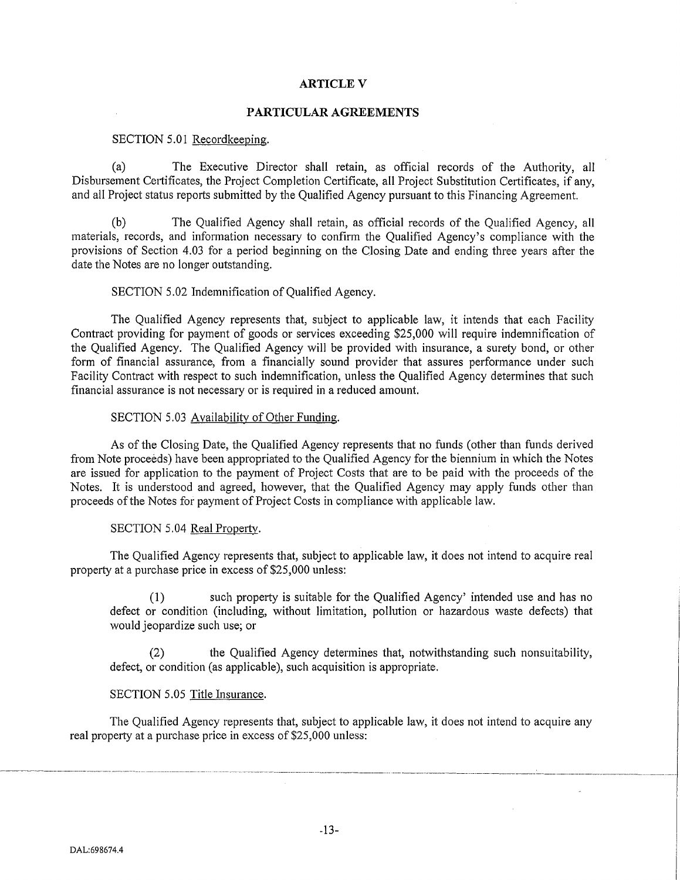## ARTICLE V

## PARTICULAR AGREEMENTS

SECTION 5.01 Recordkeeping.

(a) The Executive Director shall retain, as official records of the Authority, all Disbursement Certificates, the Project Completion Certificate, all Project Substitution Certificates, if any, and all Project status reports submitted by the Qualified Agency pursuant to this Financing Agreement.

(b) The Qualified Agency shall retain, as official records of the Qualified Agency, all materials, records, and information necessary to confirm the Qualified Agency's compliance with the provisions of Section 4.03 for a period beginning on the Closing Date and ending three years after the date the Notes are no longer outstanding.

SECTION 5.02 Indemnification of Qualified Agency.

The Qualified Agency represents that, subject to applicable law, it intends that each Facility Contract providing for payment of goods or services exceeding $25,000 will require indemnification of the Qualified Agency. The Qualified Agency will be provided with insurance, a surety bond, or other form of financial assurance, from a financially sound provider that assures performance under such Facility Contract with respect to such indemnification, unless the Qualified Agency determines that such financial assurance is not necessary or is required in a reduced amount.

SECTION 5.03 Availability of Other Funding.

As of the Closing Date, the Qualified Agency represents that no funds (other than funds derived from Note proceeds) have been appropriated to the Qualified Agency for the biennium in which the Notes are issued for application to the payment of Project Costs that are to be paid with the proceeds of the Notes. It is understood and agreed, however, that the Qualified Agency may apply funds other than proceeds of the Notes for payment of Project Costs in compliance with applicable law.

SECTION 5.04 Real Property.

The Qualified Agency represents that, subject to applicable law, it does not intend to acquire real property at a purchase price in excess of $25,000 unless:

(1) such property is suitable for the Qualified Agency' intended use and has no defect or condition (including, without limitation, pollution or hazardous waste defects) that would jeopardize such use; or

(2) the Qualified Agency determines that, notwithstanding such nonsuitability, defect, or condition (as applicable), such acquisition is appropriate.

SECTION 5.05 Title Insurance.

The Qualified Agency represents that, subject to applicable law, it does not intend to acquire any real property at a purchase price in excess of $25,000 unless: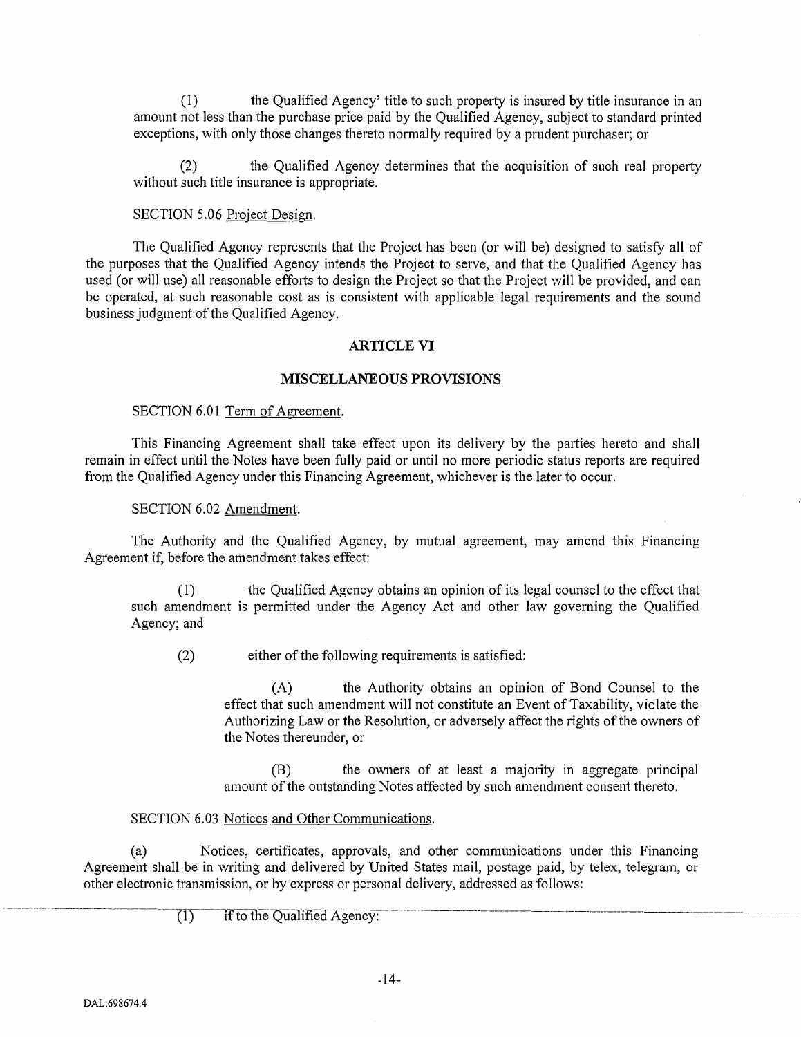(1) the Qualified Agency' title to such property is insured by title insurance in an amount not less than the purchase price paid by the Qualified Agency, subject to standard printed exceptions, with only those changes thereto normally required by a prudent purchaser; or

(2) the Qualified Agency determines that the acquisition of such real property without such title insurance is appropriate.

SECTION 5.06 Project Design.

The Qualified Agency represents that the Project has been (or will be) designed to satisfy all of the purposes that the Qualified Agency intends the Project to serve, and that the Qualified Agency has used (or will use) all reasonable efforts to design the Project so that the Project will be provided, and can be operated, at such reasonable cost as is consistent with applicable legal requirements and the sound business judgment of the Qualified Agency.

## ARTICLE VI

## MISCELLANEOUS PROVISIONS

SECTION 6.01 Term of Agreement.

This Financing Agreement shall take effect upon its delivery by the parties hereto and shall remain in effect until the Notes have been fully paid or until no more periodic status reports are required from the Qualified Agency under this Financing Agreement, whichever is the later to occur.

SECTION 6.02 Amendment.

The Authority and the Qualified Agency, by mutual agreement, may amend this Financing Agreement if, before the amendment takes effect:

(1) the Qualified Agency obtains an opinion of its legal counsel to the effect that such amendment is permitted under the Agency Act and other law governing the Qualified Agency; and

(2) either of the following requirements is satisfied:

(A) the Authority obtains an opinion of Bond Counsel to the effect that such amendment will not constitute an Event of Taxability, violate the Authorizing Law or the Resolution, or adversely affect the rights of the owners of the Notes thereunder, or

(B) the owners of at least a majority in aggregate principal amount of the outstanding Notes affected by such amendment consent thereto.

SECTION 6.03 Notices and Other Communications.

(a) Notices, certificates, approvals, and other communications under this Financing Agreement shall be in writing and delivered by United States mail, postage paid, by telex, telegram, or other electronic transmission, or by express or personal delivery, addressed as follows:

(1) if to the Qualified Agency:

DAL:698674.4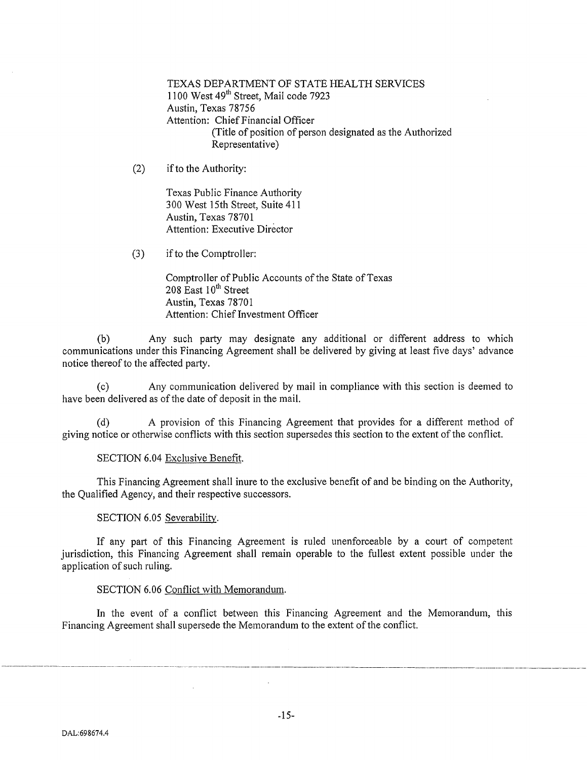TEXAS DEPARTMENT OF STATE HEALTH SERVICES
1100 West 49th Street, Mail code 7923
Austin, Texas 78756
Attention: Chief Financial Officer
(Title of position of person designated as the Authorized Representative)

(2) if to the Authority:

Texas Public Finance Authority
300 West 15th Street, Suite 411
Austin, Texas 78701
Attention: Executive Director

(3) if to the Comptroller:

Comptroller of Public Accounts of the State of Texas
208 East 10th Street
Austin, Texas 78701
Attention: Chief Investment Officer

(b) Any such party may designate any additional or different address to which communications under this Financing Agreement shall be delivered by giving at least five days' advance notice thereof to the affected party.

(c) Any communication delivered by mail in compliance with this section is deemed to have been delivered as of the date of deposit in the mail.

(d) A provision of this Financing Agreement that provides for a different method of giving notice or otherwise conflicts with this section supersedes this section to the extent of the conflict.

SECTION 6.04 Exclusive Benefit.

This Financing Agreement shall inure to the exclusive benefit of and be binding on the Authority, the Qualified Agency, and their respective successors.

SECTION 6.05 Severability.

If any part of this Financing Agreement is ruled unenforceable by a court of competent jurisdiction, this Financing Agreement shall remain operable to the fullest extent possible under the application of such ruling.

SECTION 6.06 Conflict with Memorandum.

In the event of a conflict between this Financing Agreement and the Memorandum, this Financing Agreement shall supersede the Memorandum to the extent of the conflict.

DAL:698674.4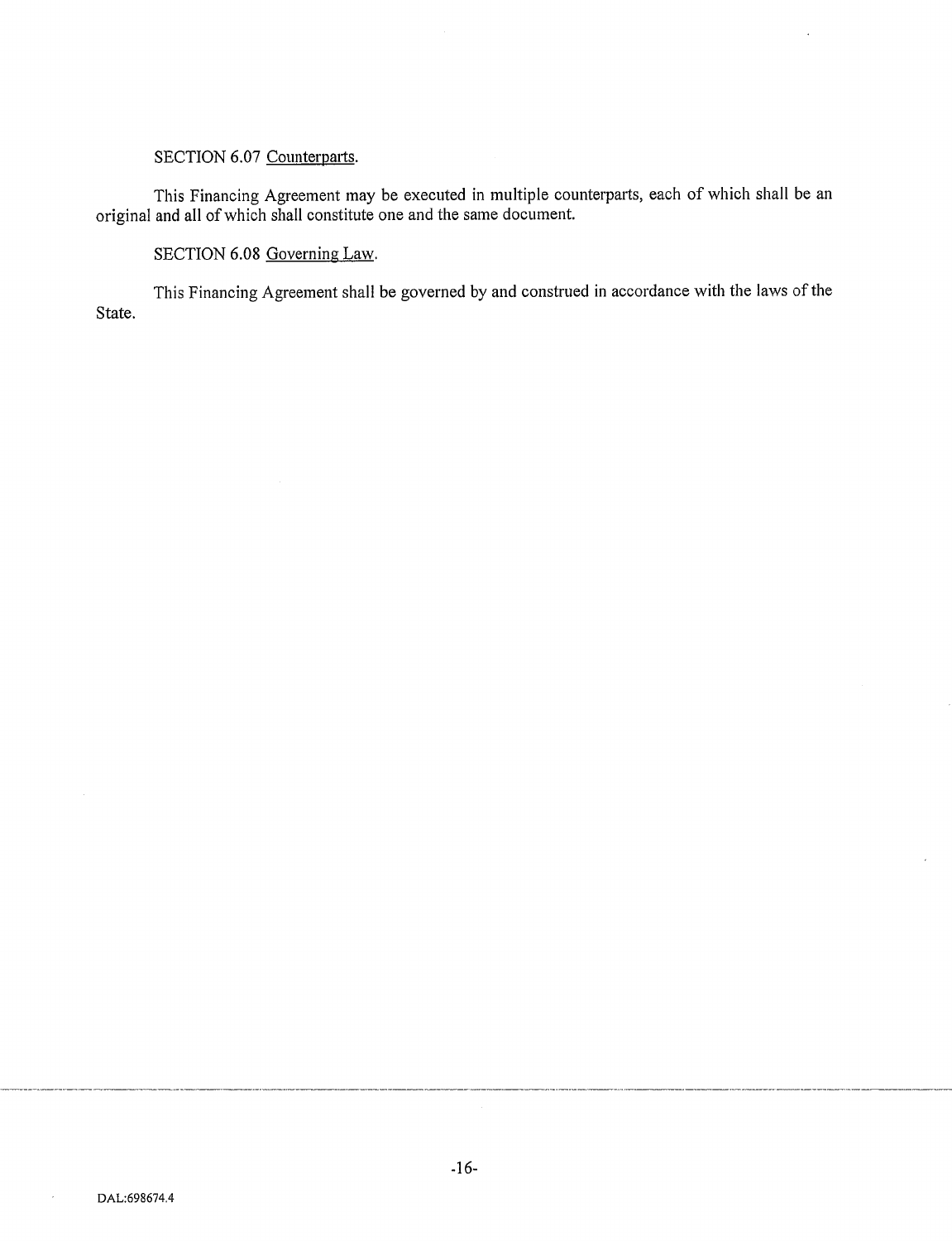SECTION 6.07 Counterparts.

This Financing Agreement may be executed in multiple counterparts, each of which shall be an original and all of which shall constitute one and the same document.

SECTION 6.08 Governing Law.

This Financing Agreement shall be governed by and construed in accordance with the laws of the State.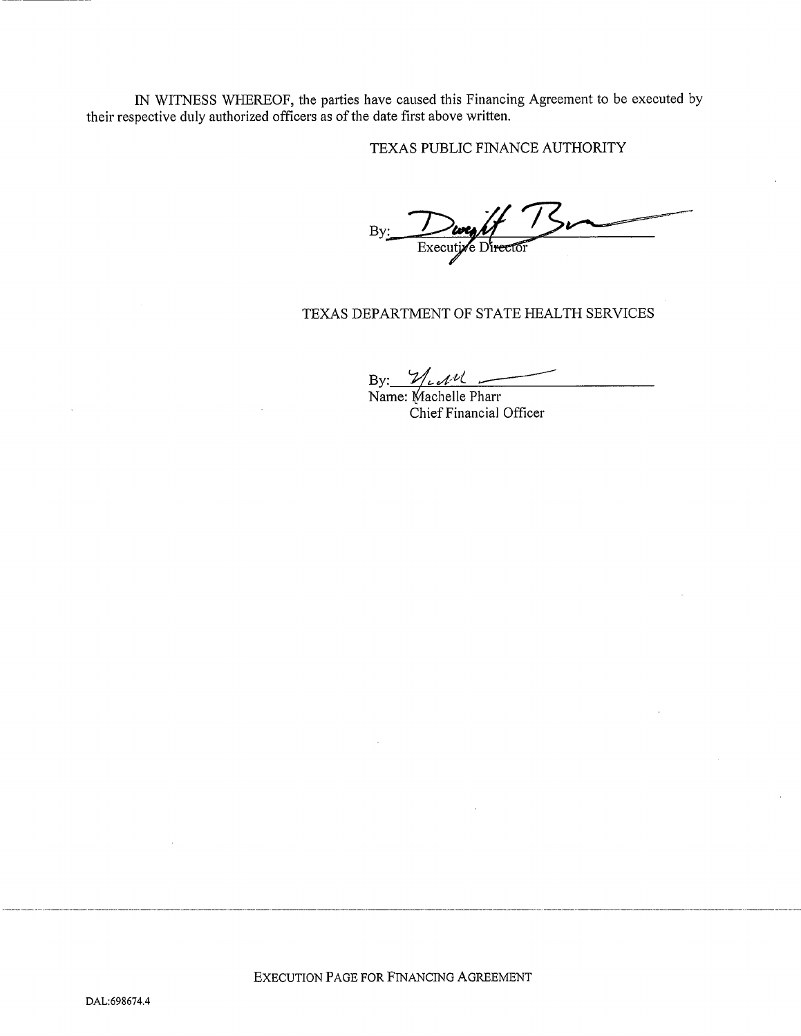IN WITNESS WHEREOF, the parties have caused this Financing Agreement to be executed by their respective duly authorized officers as of the date first above written.

TEXAS PUBLIC FINANCE AUTHORITY

By: ______________________
Executive Director

TEXAS DEPARTMENT OF STATE HEALTH SERVICES

By: ______________________
Name: Machelle Pharr
Chief Financial Officer

EXECUTION PAGE FOR FINANCING AGREEMENT

DAL:698674.4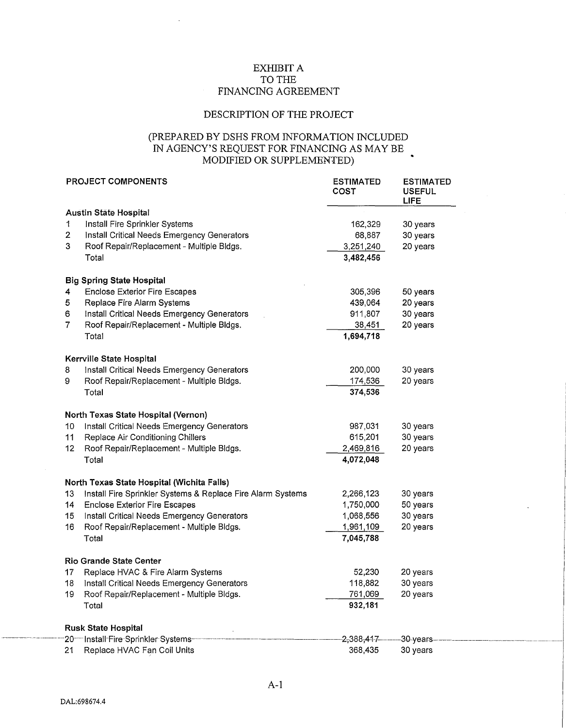# EXHIBIT A
# TO THE
# FINANCING AGREEMENT

## DESCRIPTION OF THE PROJECT

## (PREPARED BY DSHS FROM INFORMATION INCLUDED IN AGENCY'S REQUEST FOR FINANCING AS MAY BE MODIFIED OR SUPPLEMENTED)

| | PROJECT COMPONENTS | ESTIMATED COST | ESTIMATED USEFUL LIFE |
|---|---|---|---|
| | **Austin State Hospital** | | |
| 1 | Install Fire Sprinkler Systems | 162,329 | 30 years |
| 2 | Install Critical Needs Emergency Generators | 68,887 | 30 years |
| 3 | Roof Repair/Replacement - Multiple Bldgs. | 3,251,240 | 20 years |
| | Total | **3,482,456** | |
| | **Big Spring State Hospital** | | |
| 4 | Enclose Exterior Fire Escapes | 305,396 | 50 years |
| 5 | Replace Fire Alarm Systems | 439,064 | 20 years |
| 6 | Install Critical Needs Emergency Generators | 911,807 | 30 years |
| 7 | Roof Repair/Replacement - Multiple Bldgs. | 38,451 | 20 years |
| | Total | **1,694,718** | |
| | **Kerrville State Hospital** | | |
| 8 | Install Critical Needs Emergency Generators | 200,000 | 30 years |
| 9 | Roof Repair/Replacement - Multiple Bldgs. | 174,536 | 20 years |
| | Total | **374,536** | |
| | **North Texas State Hospital (Vernon)** | | |
| 10 | Install Critical Needs Emergency Generators | 987,031 | 30 years |
| 11 | Replace Air Conditioning Chillers | 615,201 | 30 years |
| 12 | Roof Repair/Replacement - Multiple Bldgs. | 2,469,816 | 20 years |
| | Total | **4,072,048** | |
| | **North Texas State Hospital (Wichita Falls)** | | |
| 13 | Install Fire Sprinkler Systems & Replace Fire Alarm Systems | 2,266,123 | 30 years |
| 14 | Enclose Exterior Fire Escapes | 1,750,000 | 50 years |
| 15 | Install Critical Needs Emergency Generators | 1,068,556 | 30 years |
| 16 | Roof Repair/Replacement - Multiple Bldgs. | 1,961,109 | 20 years |
| | Total | **7,045,788** | |
| | **Rio Grande State Center** | | |
| 17 | Replace HVAC & Fire Alarm Systems | 52,230 | 20 years |
| 18 | Install Critical Needs Emergency Generators | 118,882 | 30 years |
| 19 | Roof Repair/Replacement - Multiple Bldgs. | 761,069 | 20 years |
| | Total | **932,181** | |
| | **Rusk State Hospital** | | |
| 20 | Install Fire Sprinkler Systems | 2,388,417 | 30 years |
| 21 | Replace HVAC Fan Coil Units | 368,435 | 30 years |

DAL:698674.4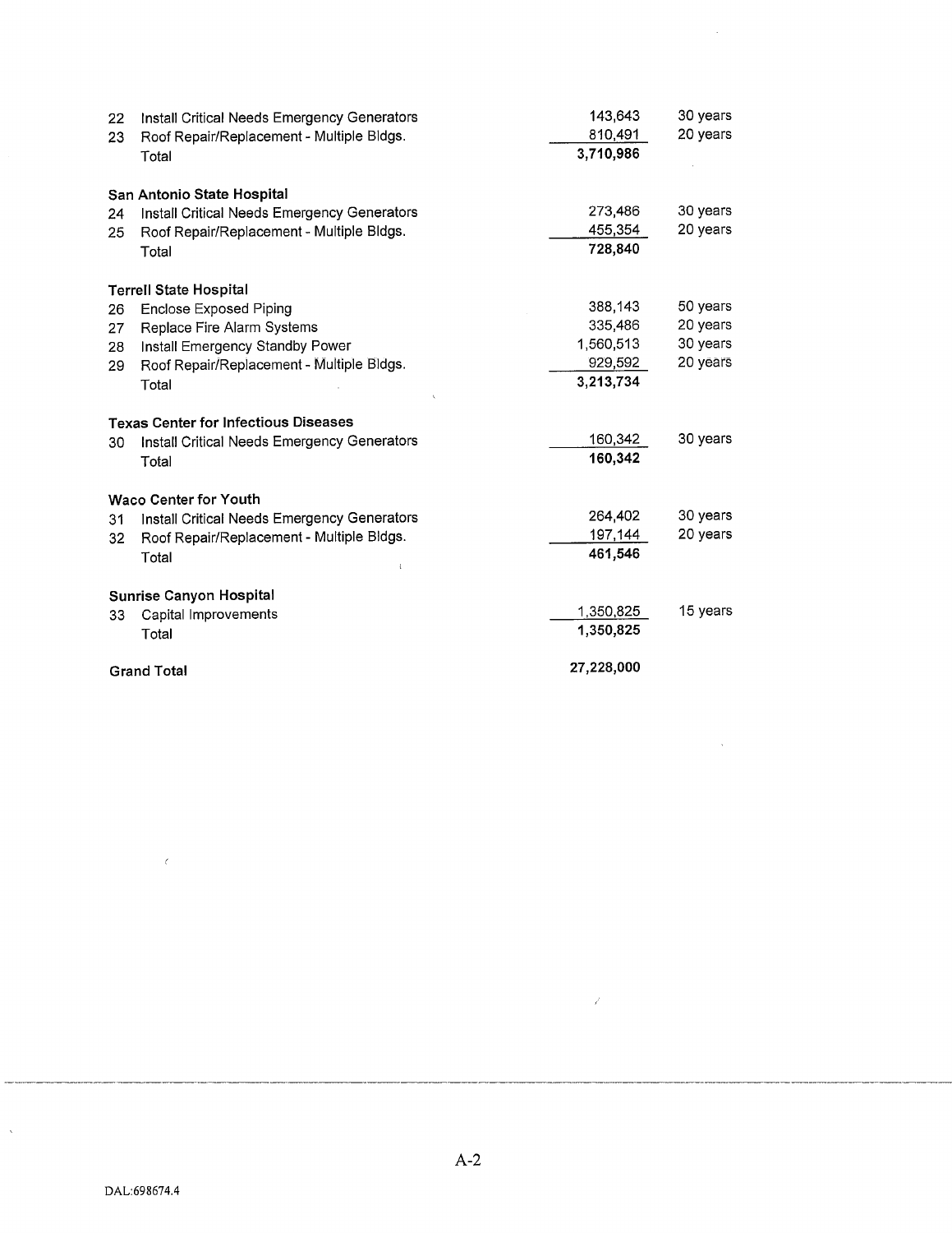| No. | Project | Amount | Useful Life |
|---|---|---|---|
| 22 | Install Critical Needs Emergency Generators | 143,643 | 30 years |
| 23 | Roof Repair/Replacement - Multiple Bldgs. | 810,491 | 20 years |
| | Total | **3,710,986** | |
| | **San Antonio State Hospital** | | |
| 24 | Install Critical Needs Emergency Generators | 273,486 | 30 years |
| 25 | Roof Repair/Replacement - Multiple Bldgs. | 455,354 | 20 years |
| | Total | **728,840** | |
| | **Terrell State Hospital** | | |
| 26 | Enclose Exposed Piping | 388,143 | 50 years |
| 27 | Replace Fire Alarm Systems | 335,486 | 20 years |
| 28 | Install Emergency Standby Power | 1,560,513 | 30 years |
| 29 | Roof Repair/Replacement - Multiple Bldgs. | 929,592 | 20 years |
| | Total | **3,213,734** | |
| | **Texas Center for Infectious Diseases** | | |
| 30 | Install Critical Needs Emergency Generators | 160,342 | 30 years |
| | Total | **160,342** | |
| | **Waco Center for Youth** | | |
| 31 | Install Critical Needs Emergency Generators | 264,402 | 30 years |
| 32 | Roof Repair/Replacement - Multiple Bldgs. | 197,144 | 20 years |
| | Total | **461,546** | |
| | **Sunrise Canyon Hospital** | | |
| 33 | Capital Improvements | 1,350,825 | 15 years |
| | Total | **1,350,825** | |
| | **Grand Total** | **27,228,000** | |

DAL:698674.4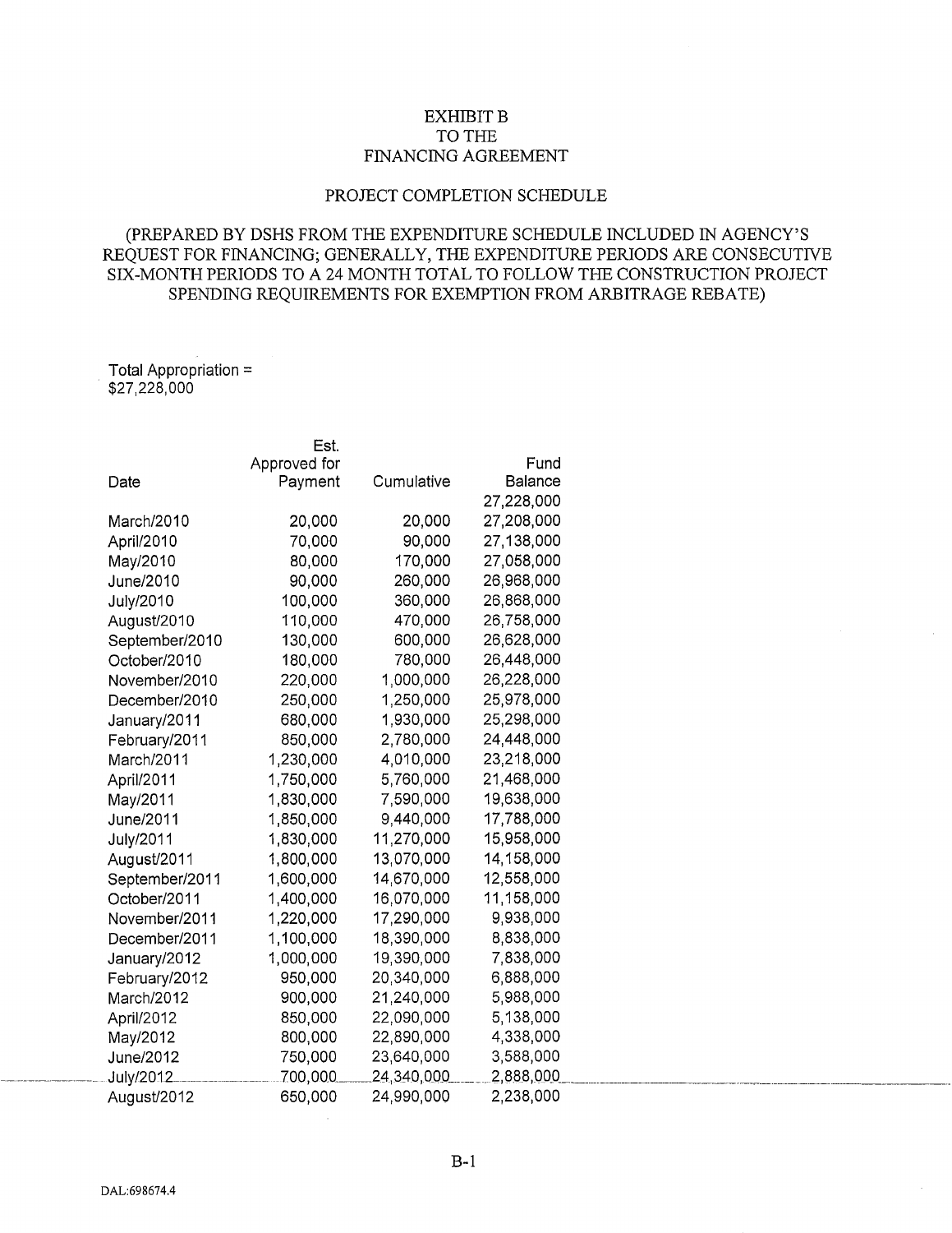# EXHIBIT B
# TO THE
# FINANCING AGREEMENT

## PROJECT COMPLETION SCHEDULE

(PREPARED BY DSHS FROM THE EXPENDITURE SCHEDULE INCLUDED IN AGENCY'S REQUEST FOR FINANCING; GENERALLY, THE EXPENDITURE PERIODS ARE CONSECUTIVE SIX-MONTH PERIODS TO A 24 MONTH TOTAL TO FOLLOW THE CONSTRUCTION PROJECT SPENDING REQUIREMENTS FOR EXEMPTION FROM ARBITRAGE REBATE)

Total Appropriation = $27,228,000

| Date | Est. Approved for Payment | Cumulative | Fund Balance |
|---|---|---|---|
| | | | 27,228,000 |
| March/2010 | 20,000 | 20,000 | 27,208,000 |
| April/2010 | 70,000 | 90,000 | 27,138,000 |
| May/2010 | 80,000 | 170,000 | 27,058,000 |
| June/2010 | 90,000 | 260,000 | 26,968,000 |
| July/2010 | 100,000 | 360,000 | 26,868,000 |
| August/2010 | 110,000 | 470,000 | 26,758,000 |
| September/2010 | 130,000 | 600,000 | 26,628,000 |
| October/2010 | 180,000 | 780,000 | 26,448,000 |
| November/2010 | 220,000 | 1,000,000 | 26,228,000 |
| December/2010 | 250,000 | 1,250,000 | 25,978,000 |
| January/2011 | 680,000 | 1,930,000 | 25,298,000 |
| February/2011 | 850,000 | 2,780,000 | 24,448,000 |
| March/2011 | 1,230,000 | 4,010,000 | 23,218,000 |
| April/2011 | 1,750,000 | 5,760,000 | 21,468,000 |
| May/2011 | 1,830,000 | 7,590,000 | 19,638,000 |
| June/2011 | 1,850,000 | 9,440,000 | 17,788,000 |
| July/2011 | 1,830,000 | 11,270,000 | 15,958,000 |
| August/2011 | 1,800,000 | 13,070,000 | 14,158,000 |
| September/2011 | 1,600,000 | 14,670,000 | 12,558,000 |
| October/2011 | 1,400,000 | 16,070,000 | 11,158,000 |
| November/2011 | 1,220,000 | 17,290,000 | 9,938,000 |
| December/2011 | 1,100,000 | 18,390,000 | 8,838,000 |
| January/2012 | 1,000,000 | 19,390,000 | 7,838,000 |
| February/2012 | 950,000 | 20,340,000 | 6,888,000 |
| March/2012 | 900,000 | 21,240,000 | 5,988,000 |
| April/2012 | 850,000 | 22,090,000 | 5,138,000 |
| May/2012 | 800,000 | 22,890,000 | 4,338,000 |
| June/2012 | 750,000 | 23,640,000 | 3,588,000 |
| July/2012 | 700,000 | 24,340,000 | 2,888,000 |
| August/2012 | 650,000 | 24,990,000 | 2,238,000 |

DAL:698674.4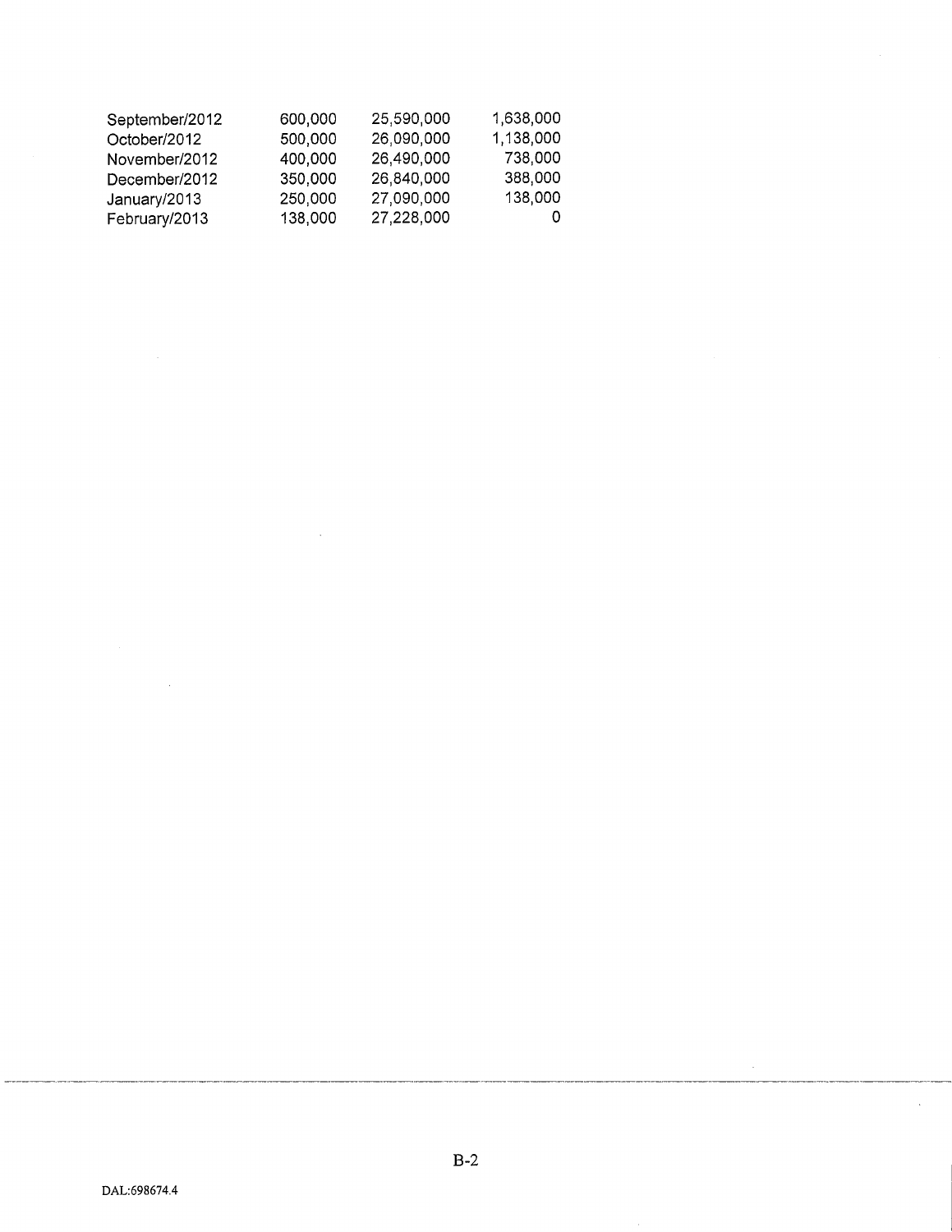| | | | |
|---|---|---|---|
| September/2012 | 600,000 | 25,590,000 | 1,638,000 |
| October/2012 | 500,000 | 26,090,000 | 1,138,000 |
| November/2012 | 400,000 | 26,490,000 | 738,000 |
| December/2012 | 350,000 | 26,840,000 | 388,000 |
| January/2013 | 250,000 | 27,090,000 | 138,000 |
| February/2013 | 138,000 | 27,228,000 | 0 |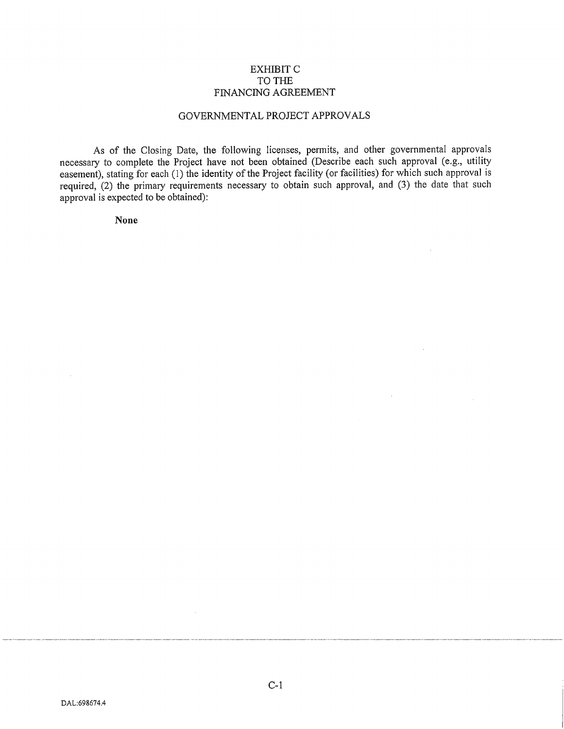# EXHIBIT C
# TO THE
# FINANCING AGREEMENT

## GOVERNMENTAL PROJECT APPROVALS

As of the Closing Date, the following licenses, permits, and other governmental approvals necessary to complete the Project have not been obtained (Describe each such approval (e.g., utility easement), stating for each (1) the identity of the Project facility (or facilities) for which such approval is required, (2) the primary requirements necessary to obtain such approval, and (3) the date that such approval is expected to be obtained):

**None**

DAL:698674.4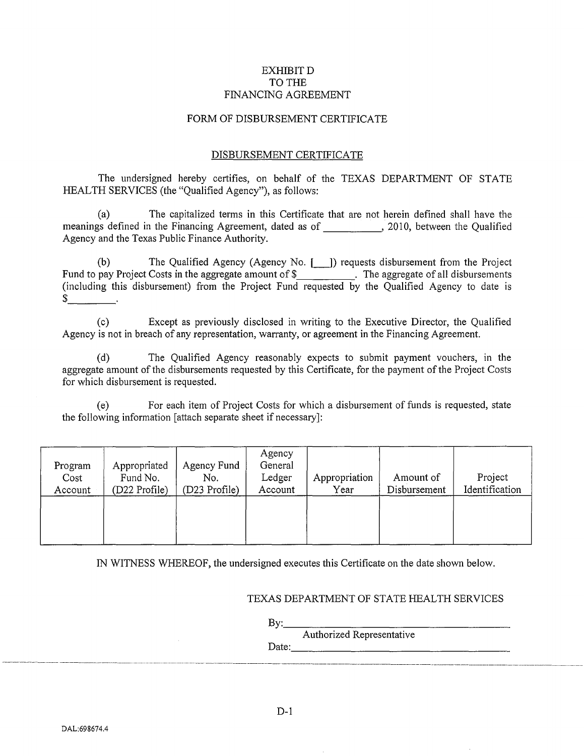EXHIBIT D
TO THE
FINANCING AGREEMENT

FORM OF DISBURSEMENT CERTIFICATE

DISBURSEMENT CERTIFICATE

The undersigned hereby certifies, on behalf of the TEXAS DEPARTMENT OF STATE HEALTH SERVICES (the "Qualified Agency"), as follows:

(a) The capitalized terms in this Certificate that are not herein defined shall have the meanings defined in the Financing Agreement, dated as of __________, 2010, between the Qualified Agency and the Texas Public Finance Authority.

(b) The Qualified Agency (Agency No. [___]) requests disbursement from the Project Fund to pay Project Costs in the aggregate amount of $__________. The aggregate of all disbursements (including this disbursement) from the Project Fund requested by the Qualified Agency to date is $_________.

(c) Except as previously disclosed in writing to the Executive Director, the Qualified Agency is not in breach of any representation, warranty, or agreement in the Financing Agreement.

(d) The Qualified Agency reasonably expects to submit payment vouchers, in the aggregate amount of the disbursements requested by this Certificate, for the payment of the Project Costs for which disbursement is requested.

(e) For each item of Project Costs for which a disbursement of funds is requested, state the following information [attach separate sheet if necessary]:

| Program Cost Account | Appropriated Fund No. (D22 Profile) | Agency Fund No. (D23 Profile) | Agency General Ledger Account | Appropriation Year | Amount of Disbursement | Project Identification |
|---|---|---|---|---|---|---|
| | | | | | | |

IN WITNESS WHEREOF, the undersigned executes this Certificate on the date shown below.

TEXAS DEPARTMENT OF STATE HEALTH SERVICES

By:________________________________
Authorized Representative

Date:_______________________________

DAL:698674.4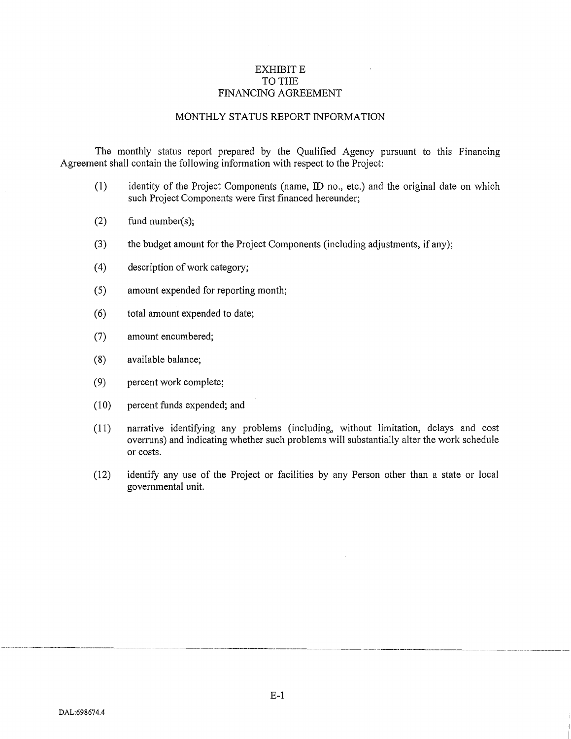# EXHIBIT E
# TO THE
# FINANCING AGREEMENT

## MONTHLY STATUS REPORT INFORMATION

The monthly status report prepared by the Qualified Agency pursuant to this Financing Agreement shall contain the following information with respect to the Project:

(1) identity of the Project Components (name, ID no., etc.) and the original date on which such Project Components were first financed hereunder;

(2) fund number(s);

(3) the budget amount for the Project Components (including adjustments, if any);

(4) description of work category;

(5) amount expended for reporting month;

(6) total amount expended to date;

(7) amount encumbered;

(8) available balance;

(9) percent work complete;

(10) percent funds expended; and

(11) narrative identifying any problems (including, without limitation, delays and cost overruns) and indicating whether such problems will substantially alter the work schedule or costs.

(12) identify any use of the Project or facilities by any Person other than a state or local governmental unit.

DAL:698674.4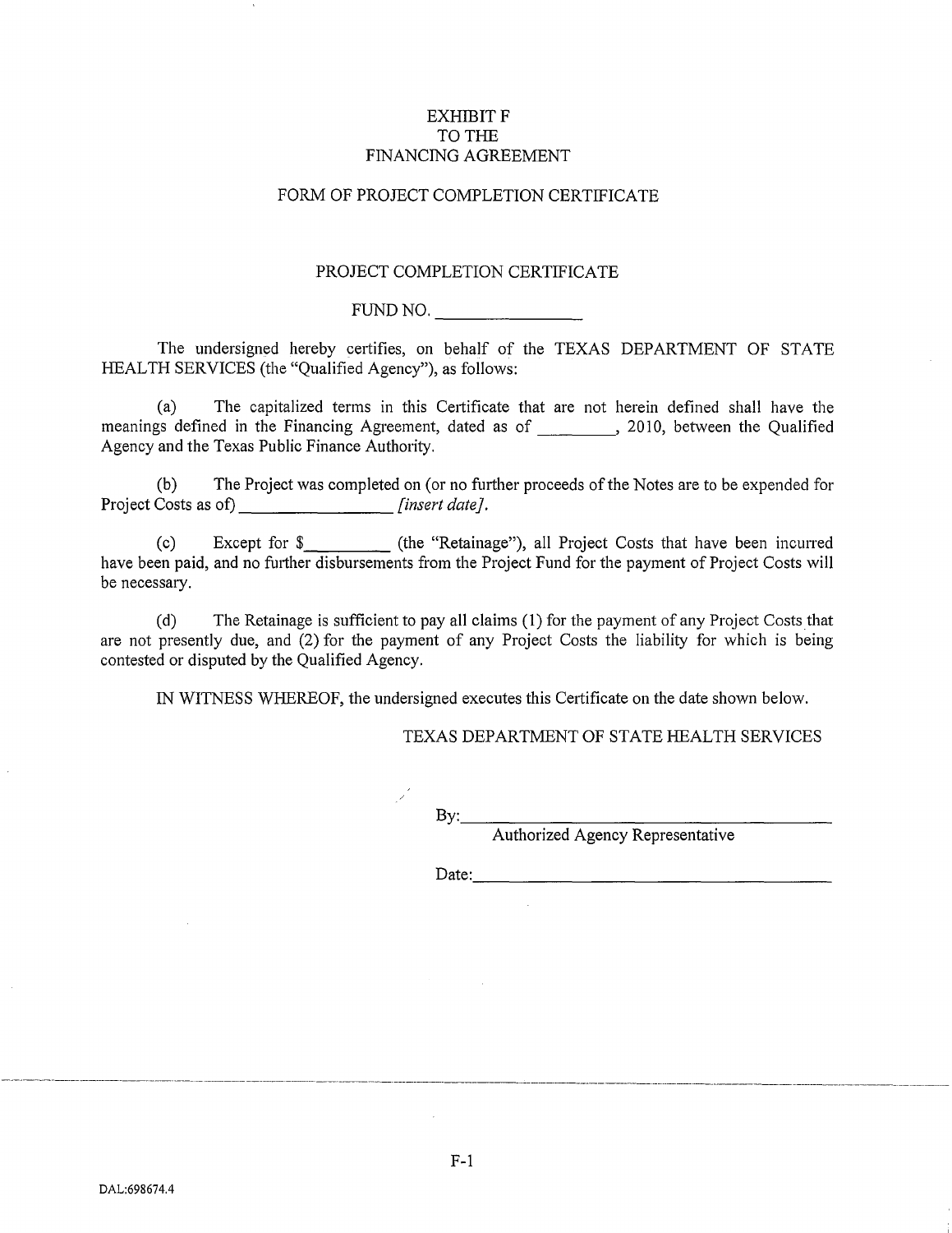# EXHIBIT F
# TO THE
# FINANCING AGREEMENT

## FORM OF PROJECT COMPLETION CERTIFICATE

### PROJECT COMPLETION CERTIFICATE

FUND NO. ________________

The undersigned hereby certifies, on behalf of the TEXAS DEPARTMENT OF STATE HEALTH SERVICES (the "Qualified Agency"), as follows:

(a) The capitalized terms in this Certificate that are not herein defined shall have the meanings defined in the Financing Agreement, dated as of ________, 2010, between the Qualified Agency and the Texas Public Finance Authority.

(b) The Project was completed on (or no further proceeds of the Notes are to be expended for Project Costs as of) ________________ *[insert date].*

(c) Except for $________ (the "Retainage"), all Project Costs that have been incurred have been paid, and no further disbursements from the Project Fund for the payment of Project Costs will be necessary.

(d) The Retainage is sufficient to pay all claims (1) for the payment of any Project Costs that are not presently due, and (2) for the payment of any Project Costs the liability for which is being contested or disputed by the Qualified Agency.

IN WITNESS WHEREOF, the undersigned executes this Certificate on the date shown below.

TEXAS DEPARTMENT OF STATE HEALTH SERVICES

By:________________________________________
Authorized Agency Representative

Date:________________________________________

F-1

DAL:698674.4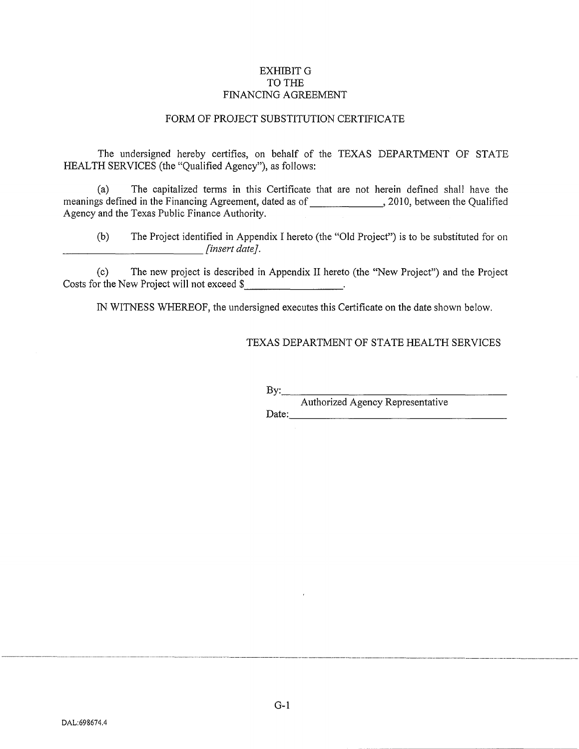EXHIBIT G
TO THE
FINANCING AGREEMENT

FORM OF PROJECT SUBSTITUTION CERTIFICATE

The undersigned hereby certifies, on behalf of the TEXAS DEPARTMENT OF STATE HEALTH SERVICES (the "Qualified Agency"), as follows:

(a) The capitalized terms in this Certificate that are not herein defined shall have the meanings defined in the Financing Agreement, dated as of _____________, 2010, between the Qualified Agency and the Texas Public Finance Authority.

(b) The Project identified in Appendix I hereto (the "Old Project") is to be substituted for on _________________________ *[insert date]*.

(c) The new project is described in Appendix II hereto (the "New Project") and the Project Costs for the New Project will not exceed $__________________.

IN WITNESS WHEREOF, the undersigned executes this Certificate on the date shown below.

TEXAS DEPARTMENT OF STATE HEALTH SERVICES

By:_________________________________________
Authorized Agency Representative

Date:_______________________________________

DAL:698674.4